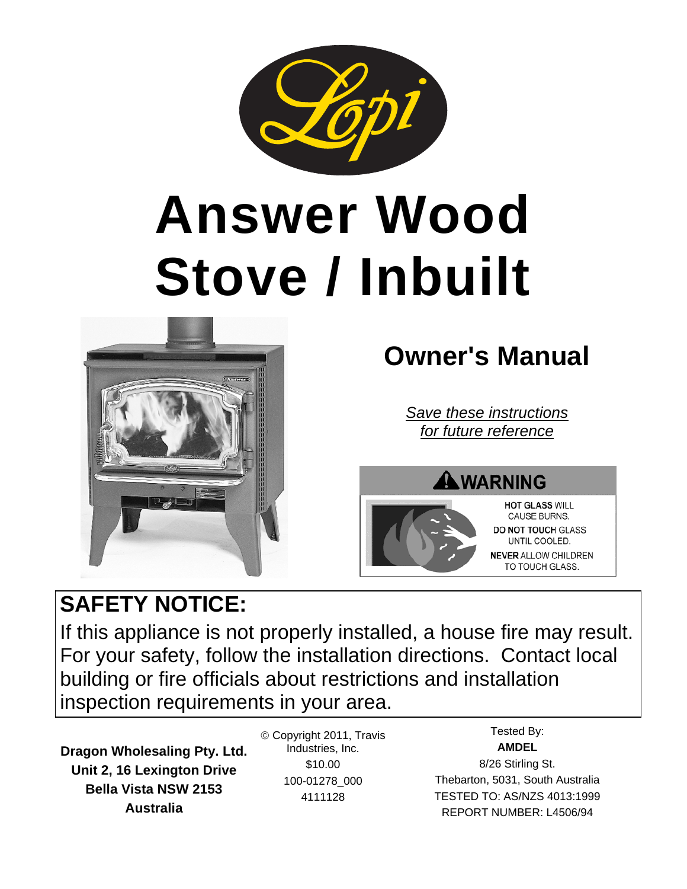# Answer Wood Stove / Inbuilt

## Owner's Manual

*Save these instructions for future reference*

**WARNING**

**HOT GLASS** WILL CAUSE BURNS.

**DO NOT TOUCH** GLASS UNTIL COOLED.

**NEVER** ALLOW CHILDREN TO TOUCH GLASS.

## SAFETY NOTICE:

If this appliance is not properly installed, a house fire may result. For your safety, follow the installation directions. Contact local building or fire officials about restrictions and installation inspection requirements in your area.

**Dragon Wholesaling Pty. Ltd.**
**Unit 2, 16 Lexington Drive**
**Bella Vista NSW 2153**
**Australia**

© Copyright 2011, Travis Industries, Inc.
$10.00
100-01278_000
4111128

Tested By:
**AMDEL**
8/26 Stirling St.
Thebarton, 5031, South Australia
TESTED TO: AS/NZS 4013:1999
REPORT NUMBER: L4506/94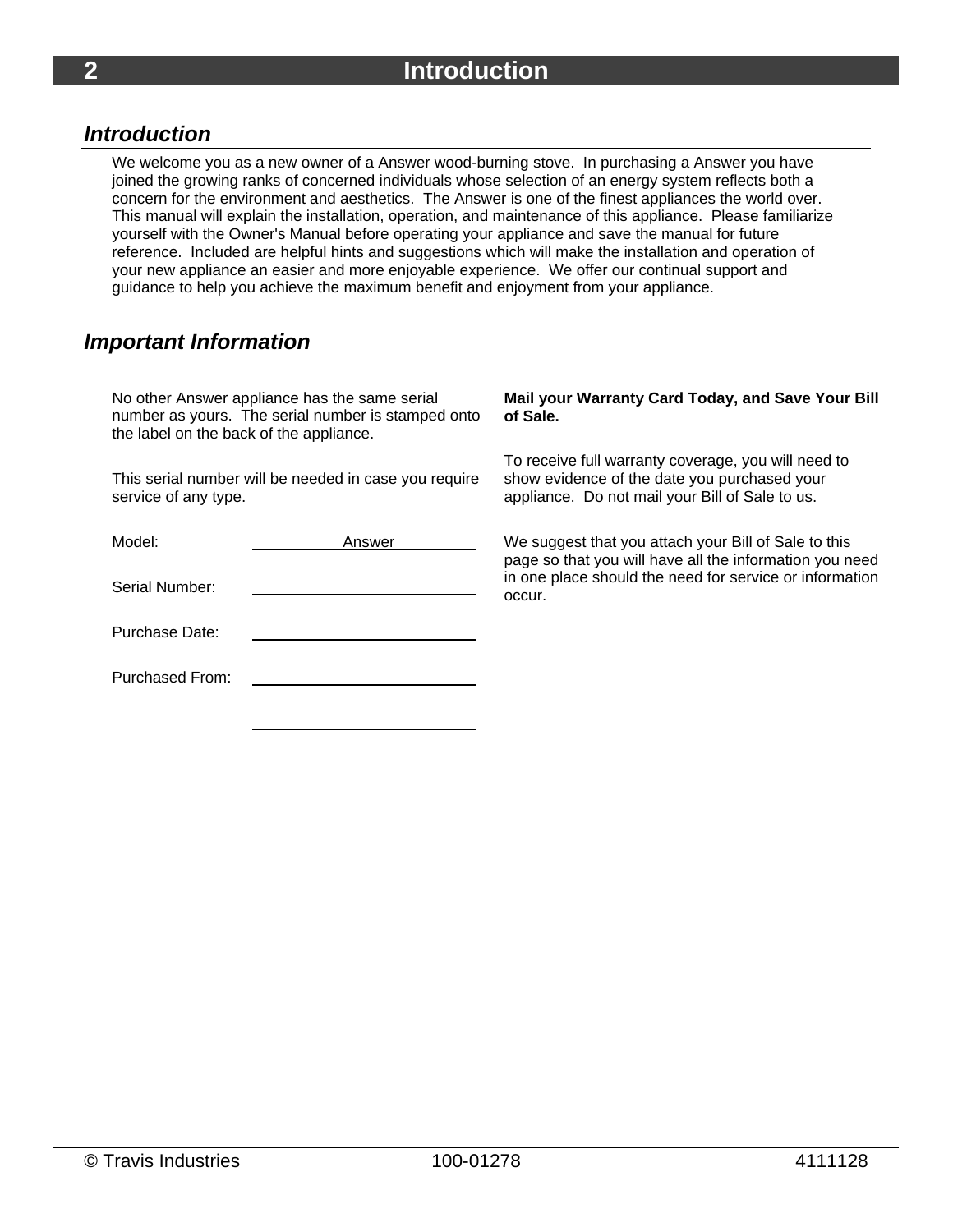# Introduction

## Introduction

We welcome you as a new owner of a Answer wood-burning stove. In purchasing a Answer you have joined the growing ranks of concerned individuals whose selection of an energy system reflects both a concern for the environment and aesthetics. The Answer is one of the finest appliances the world over. This manual will explain the installation, operation, and maintenance of this appliance. Please familiarize yourself with the Owner's Manual before operating your appliance and save the manual for future reference. Included are helpful hints and suggestions which will make the installation and operation of your new appliance an easier and more enjoyable experience. We offer our continual support and guidance to help you achieve the maximum benefit and enjoyment from your appliance.

## Important Information

No other Answer appliance has the same serial number as yours. The serial number is stamped onto the label on the back of the appliance.

This serial number will be needed in case you require service of any type.

Model: Answer

Serial Number: ______________________

Purchase Date: ______________________

Purchased From: ______________________

______________________

______________________

**Mail your Warranty Card Today, and Save Your Bill of Sale.**

To receive full warranty coverage, you will need to show evidence of the date you purchased your appliance. Do not mail your Bill of Sale to us.

We suggest that you attach your Bill of Sale to this page so that you will have all the information you need in one place should the need for service or information occur.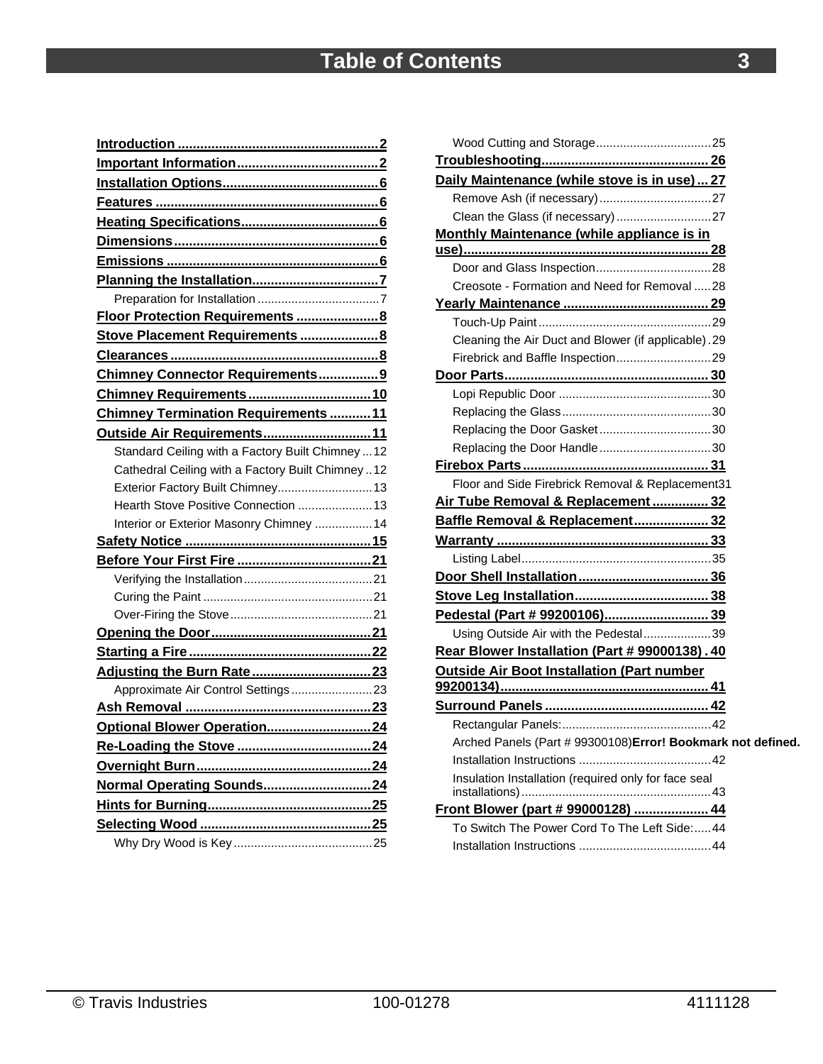# Table of Contents

**Introduction** 2
**Important Information** 2
**Installation Options** 6
**Features** 6
**Heating Specifications** 6
**Dimensions** 6
**Emissions** 6
**Planning the Installation** 7
- Preparation for Installation 7

**Floor Protection Requirements** 8
**Stove Placement Requirements** 8
**Clearances** 8
**Chimney Connector Requirements** 9
**Chimney Requirements** 10
**Chimney Termination Requirements** 11
**Outside Air Requirements** 11
- Standard Ceiling with a Factory Built Chimney 12
- Cathedral Ceiling with a Factory Built Chimney 12
- Exterior Factory Built Chimney 13
- Hearth Stove Positive Connection 13
- Interior or Exterior Masonry Chimney 14

**Safety Notice** 15
**Before Your First Fire** 21
- Verifying the Installation 21
- Curing the Paint 21
- Over-Firing the Stove 21

**Opening the Door** 21
**Starting a Fire** 22
**Adjusting the Burn Rate** 23
- Approximate Air Control Settings 23

**Ash Removal** 23
**Optional Blower Operation** 24
**Re-Loading the Stove** 24
**Overnight Burn** 24
**Normal Operating Sounds** 24
**Hints for Burning** 25
**Selecting Wood** 25
- Why Dry Wood is Key 25
- Wood Cutting and Storage 25

**Troubleshooting** 26
**Daily Maintenance (while stove is in use)** 27
- Remove Ash (if necessary) 27
- Clean the Glass (if necessary) 27

**Monthly Maintenance (while appliance is in use)** 28
- Door and Glass Inspection 28
- Creosote - Formation and Need for Removal 28

**Yearly Maintenance** 29
- Touch-Up Paint 29
- Cleaning the Air Duct and Blower (if applicable) 29
- Firebrick and Baffle Inspection 29

**Door Parts** 30
- Lopi Republic Door 30
- Replacing the Glass 30
- Replacing the Door Gasket 30
- Replacing the Door Handle 30

**Firebox Parts** 31
- Floor and Side Firebrick Removal & Replacement 31

**Air Tube Removal & Replacement** 32
**Baffle Removal & Replacement** 32
**Warranty** 33
- Listing Label 35

**Door Shell Installation** 36
**Stove Leg Installation** 38
**Pedestal (Part # 99200106)** 39
- Using Outside Air with the Pedestal 39

**Rear Blower Installation (Part # 99000138)** 40
**Outside Air Boot Installation (Part number 99200134)** 41
**Surround Panels** 42
- Rectangular Panels: 42
- Arched Panels (Part # 99300108) **Error! Bookmark not defined.**
- Installation Instructions 42
- Insulation Installation (required only for face seal installations) 43

**Front Blower (part # 99000128)** 44
- To Switch The Power Cord To The Left Side: 44
- Installation Instructions 44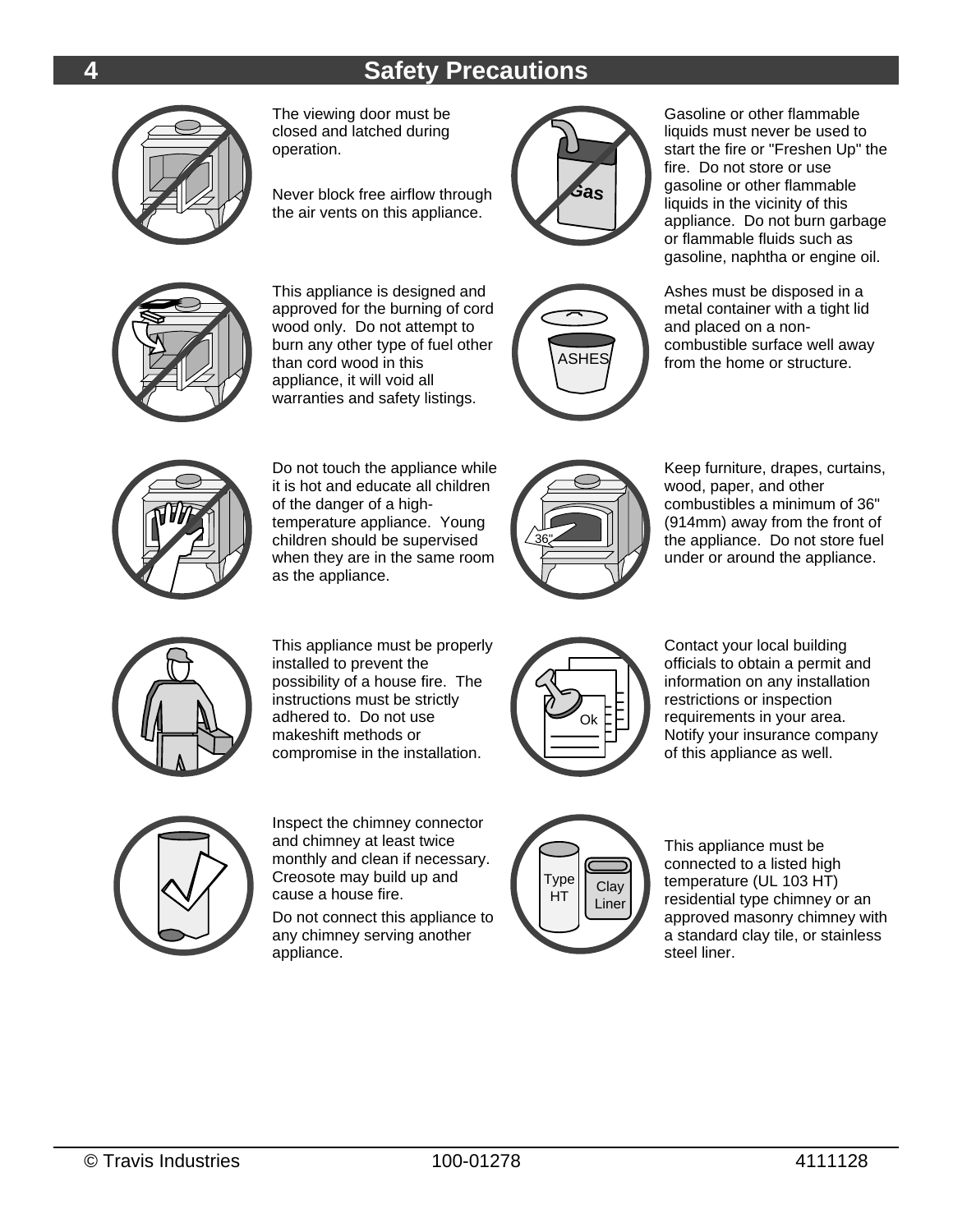# Safety Precautions

The viewing door must be closed and latched during operation.

Never block free airflow through the air vents on this appliance.

Gasoline or other flammable liquids must never be used to start the fire or "Freshen Up" the fire. Do not store or use gasoline or other flammable liquids in the vicinity of this appliance. Do not burn garbage or flammable fluids such as gasoline, naphtha or engine oil.

This appliance is designed and approved for the burning of cord wood only. Do not attempt to burn any other type of fuel other than cord wood in this appliance, it will void all warranties and safety listings.

Ashes must be disposed in a metal container with a tight lid and placed on a non-combustible surface well away from the home or structure.

Do not touch the appliance while it is hot and educate all children of the danger of a high-temperature appliance. Young children should be supervised when they are in the same room as the appliance.

Keep furniture, drapes, curtains, wood, paper, and other combustibles a minimum of 36" (914mm) away from the front of the appliance. Do not store fuel under or around the appliance.

This appliance must be properly installed to prevent the possibility of a house fire. The instructions must be strictly adhered to. Do not use makeshift methods or compromise in the installation.

Contact your local building officials to obtain a permit and information on any installation restrictions or inspection requirements in your area. Notify your insurance company of this appliance as well.

Inspect the chimney connector and chimney at least twice monthly and clean if necessary. Creosote may build up and cause a house fire.

Do not connect this appliance to any chimney serving another appliance.

This appliance must be connected to a listed high temperature (UL 103 HT) residential type chimney or an approved masonry chimney with a standard clay tile, or stainless steel liner.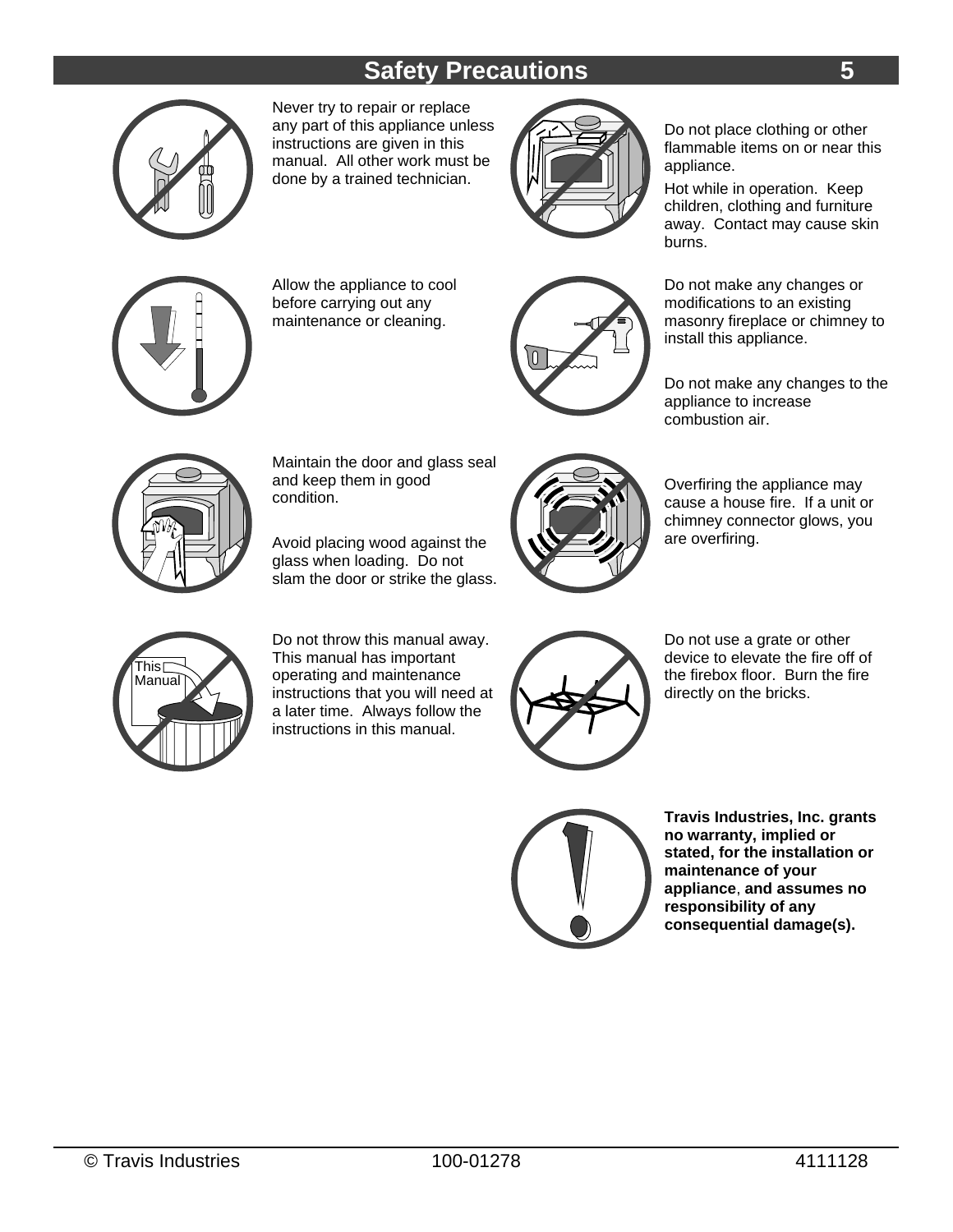## Safety Precautions

Never try to repair or replace any part of this appliance unless instructions are given in this manual. All other work must be done by a trained technician.

Do not place clothing or other flammable items on or near this appliance.

Hot while in operation. Keep children, clothing and furniture away. Contact may cause skin burns.

Allow the appliance to cool before carrying out any maintenance or cleaning.

Do not make any changes or modifications to an existing masonry fireplace or chimney to install this appliance.

Do not make any changes to the appliance to increase combustion air.

Maintain the door and glass seal and keep them in good condition.

Avoid placing wood against the glass when loading. Do not slam the door or strike the glass.

Overfiring the appliance may cause a house fire. If a unit or chimney connector glows, you are overfiring.

Do not throw this manual away. This manual has important operating and maintenance instructions that you will need at a later time. Always follow the instructions in this manual.

Do not use a grate or other device to elevate the fire off of the firebox floor. Burn the fire directly on the bricks.

**Travis Industries, Inc. grants no warranty, implied or stated, for the installation or maintenance of your appliance, and assumes no responsibility of any consequential damage(s).**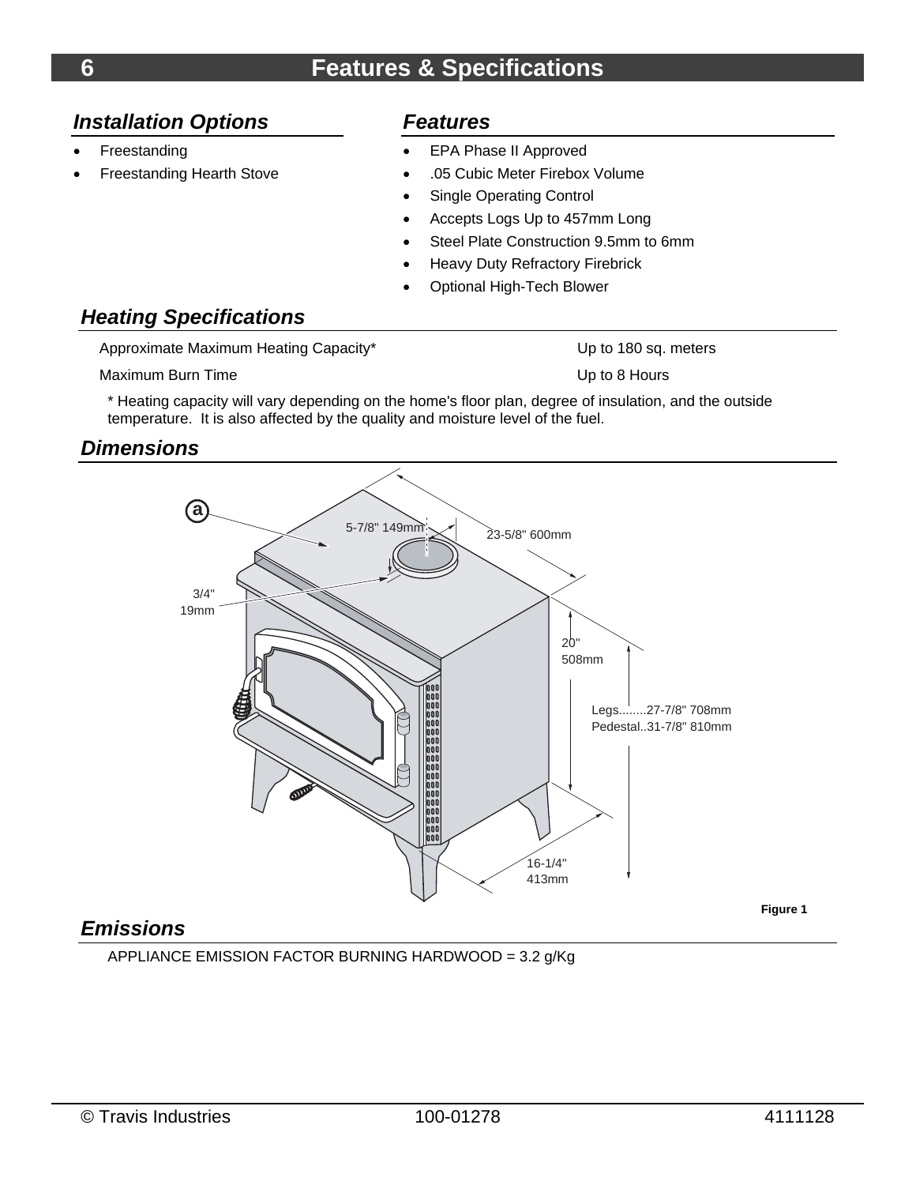# Features & Specifications

## Installation Options

- Freestanding
- Freestanding Hearth Stove

## Features

- EPA Phase II Approved
- .05 Cubic Meter Firebox Volume
- Single Operating Control
- Accepts Logs Up to 457mm Long
- Steel Plate Construction 9.5mm to 6mm
- Heavy Duty Refractory Firebrick
- Optional High-Tech Blower

## Heating Specifications

| | |
|---|---|
| Approximate Maximum Heating Capacity* | Up to 180 sq. meters |
| Maximum Burn Time | Up to 8 Hours |

\* Heating capacity will vary depending on the home's floor plan, degree of insulation, and the outside temperature. It is also affected by the quality and moisture level of the fuel.

## Dimensions

a

5-7/8" 149mm

23-5/8" 600mm

3/4" 19mm

20" 508mm

Legs........27-7/8" 708mm
Pedestal..31-7/8" 810mm

16-1/4" 413mm

Figure 1

## Emissions

APPLIANCE EMISSION FACTOR BURNING HARDWOOD = 3.2 g/Kg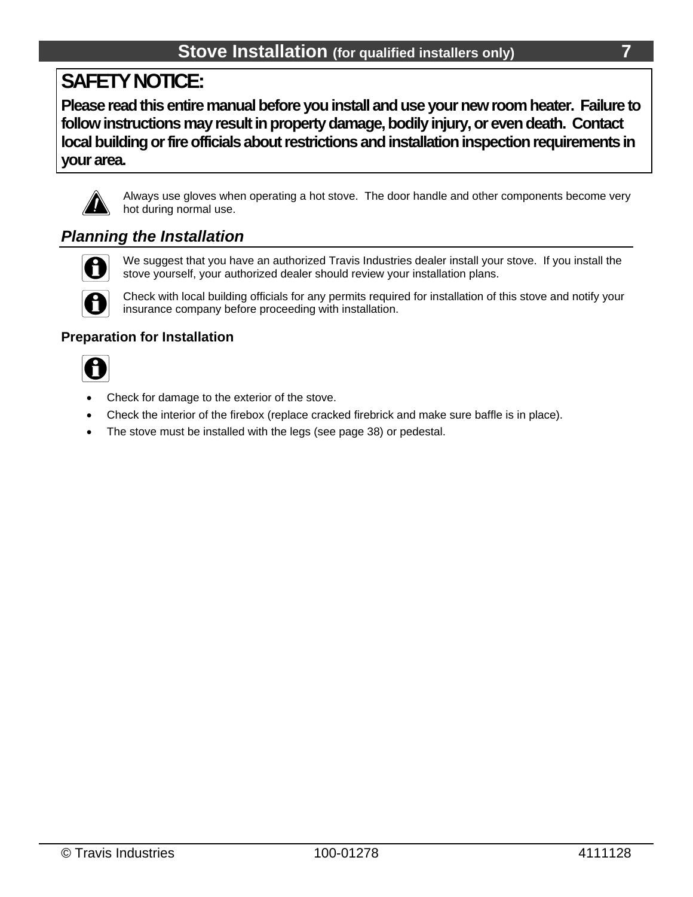# Stove Installation (for qualified installers only)

## SAFETY NOTICE:

**Please read this entire manual before you install and use your new room heater. Failure to follow instructions may result in property damage, bodily injury, or even death. Contact local building or fire officials about restrictions and installation inspection requirements in your area.**

Always use gloves when operating a hot stove. The door handle and other components become very hot during normal use.

## *Planning the Installation*

We suggest that you have an authorized Travis Industries dealer install your stove. If you install the stove yourself, your authorized dealer should review your installation plans.

Check with local building officials for any permits required for installation of this stove and notify your insurance company before proceeding with installation.

### Preparation for Installation

- Check for damage to the exterior of the stove.
- Check the interior of the firebox (replace cracked firebrick and make sure baffle is in place).
- The stove must be installed with the legs (see page 38) or pedestal.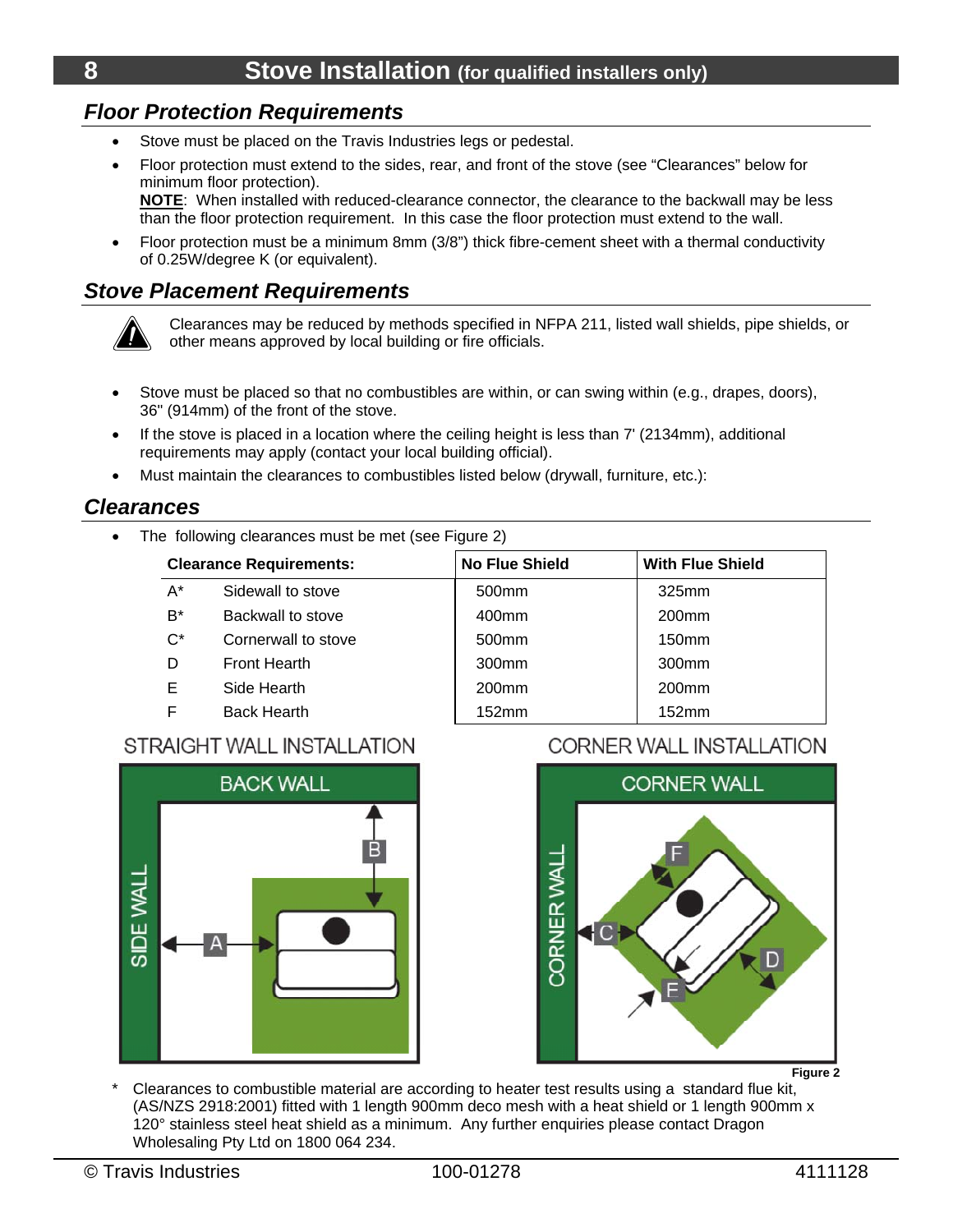# Stove Installation (for qualified installers only)

## *Floor Protection Requirements*

- Stove must be placed on the Travis Industries legs or pedestal.
- Floor protection must extend to the sides, rear, and front of the stove (see “Clearances” below for minimum floor protection).
  **NOTE**: When installed with reduced-clearance connector, the clearance to the backwall may be less than the floor protection requirement. In this case the floor protection must extend to the wall.
- Floor protection must be a minimum 8mm (3/8”) thick fibre-cement sheet with a thermal conductivity of 0.25W/degree K (or equivalent).

## *Stove Placement Requirements*

Clearances may be reduced by methods specified in NFPA 211, listed wall shields, pipe shields, or other means approved by local building or fire officials.

- Stove must be placed so that no combustibles are within, or can swing within (e.g., drapes, doors), 36" (914mm) of the front of the stove.
- If the stove is placed in a location where the ceiling height is less than 7' (2134mm), additional requirements may apply (contact your local building official).
- Must maintain the clearances to combustibles listed below (drywall, furniture, etc.):

## *Clearances*

- The following clearances must be met (see Figure 2)

| Clearance Requirements: | | No Flue Shield | With Flue Shield |
|---|---|---|---|
| A* | Sidewall to stove | 500mm | 325mm |
| B* | Backwall to stove | 400mm | 200mm |
| C* | Cornerwall to stove | 500mm | 150mm |
| D | Front Hearth | 300mm | 300mm |
| E | Side Hearth | 200mm | 200mm |
| F | Back Hearth | 152mm | 152mm |

STRAIGHT WALL INSTALLATION

BACK WALL / SIDE WALL / A / B

CORNER WALL INSTALLATION

CORNER WALL / C / D / F / F

Figure 2

\* Clearances to combustible material are according to heater test results using a standard flue kit, (AS/NZS 2918:2001) fitted with 1 length 900mm deco mesh with a heat shield or 1 length 900mm x 120° stainless steel heat shield as a minimum. Any further enquiries please contact Dragon Wholesaling Pty Ltd on 1800 064 234.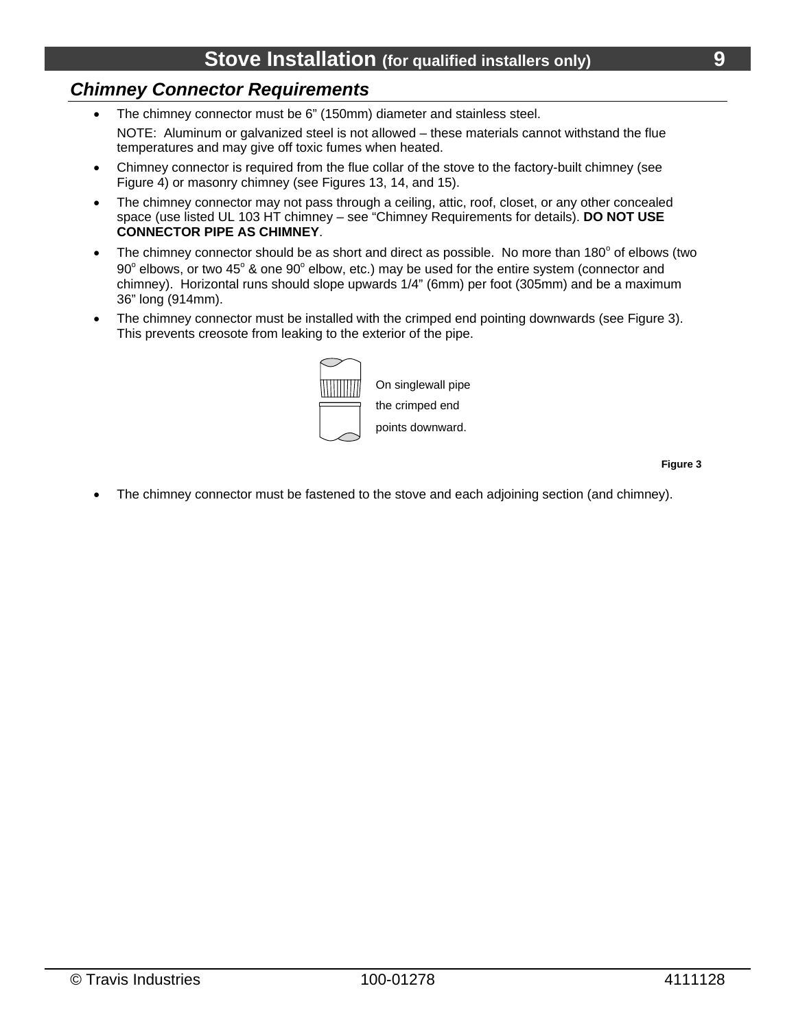## Chimney Connector Requirements

- The chimney connector must be 6" (150mm) diameter and stainless steel.

  NOTE: Aluminum or galvanized steel is not allowed – these materials cannot withstand the flue temperatures and may give off toxic fumes when heated.

- Chimney connector is required from the flue collar of the stove to the factory-built chimney (see Figure 4) or masonry chimney (see Figures 13, 14, and 15).
- The chimney connector may not pass through a ceiling, attic, roof, closet, or any other concealed space (use listed UL 103 HT chimney – see "Chimney Requirements for details). **DO NOT USE CONNECTOR PIPE AS CHIMNEY**.
- The chimney connector should be as short and direct as possible. No more than 180° of elbows (two 90° elbows, or two 45° & one 90° elbow, etc.) may be used for the entire system (connector and chimney). Horizontal runs should slope upwards 1/4" (6mm) per foot (305mm) and be a maximum 36" long (914mm).
- The chimney connector must be installed with the crimped end pointing downwards (see Figure 3). This prevents creosote from leaking to the exterior of the pipe.

On singlewall pipe the crimped end points downward.

Figure 3

- The chimney connector must be fastened to the stove and each adjoining section (and chimney).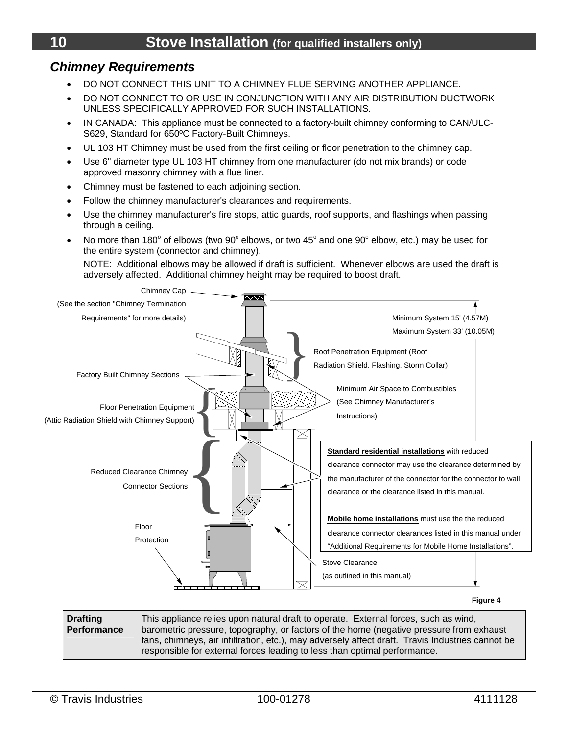## Stove Installation (for qualified installers only)

### *Chimney Requirements*

- DO NOT CONNECT THIS UNIT TO A CHIMNEY FLUE SERVING ANOTHER APPLIANCE.
- DO NOT CONNECT TO OR USE IN CONJUNCTION WITH ANY AIR DISTRIBUTION DUCTWORK UNLESS SPECIFICALLY APPROVED FOR SUCH INSTALLATIONS.
- IN CANADA: This appliance must be connected to a factory-built chimney conforming to CAN/ULC-S629, Standard for 650ºC Factory-Built Chimneys.
- UL 103 HT Chimney must be used from the first ceiling or floor penetration to the chimney cap.
- Use 6" diameter type UL 103 HT chimney from one manufacturer (do not mix brands) or code approved masonry chimney with a flue liner.
- Chimney must be fastened to each adjoining section.
- Follow the chimney manufacturer's clearances and requirements.
- Use the chimney manufacturer's fire stops, attic guards, roof supports, and flashings when passing through a ceiling.
- No more than 180° of elbows (two 90° elbows, or two 45° and one 90° elbow, etc.) may be used for the entire system (connector and chimney).

  NOTE: Additional elbows may be allowed if draft is sufficient. Whenever elbows are used the draft is adversely affected. Additional chimney height may be required to boost draft.

Chimney Cap (See the section "Chimney Termination Requirements" for more details)

Minimum System 15' (4.57M)
Maximum System 33' (10.05M)

Roof Penetration Equipment (Roof Radiation Shield, Flashing, Storm Collar)

Factory Built Chimney Sections

Minimum Air Space to Combustibles (See Chimney Manufacturer's Instructions)

Floor Penetration Equipment (Attic Radiation Shield with Chimney Support)

Reduced Clearance Chimney Connector Sections

**Standard residential installations** with reduced clearance connector may use the clearance determined by the manufacturer of the connector for the connector to wall clearance or the clearance listed in this manual.

**Mobile home installations** must use the the reduced clearance connector clearances listed in this manual under "Additional Requirements for Mobile Home Installations".

Floor Protection

Stove Clearance (as outlined in this manual)

**Figure 4**

| **Drafting Performance** | This appliance relies upon natural draft to operate. External forces, such as wind, barometric pressure, topography, or factors of the home (negative pressure from exhaust fans, chimneys, air infiltration, etc.), may adversely affect draft. Travis Industries cannot be responsible for external forces leading to less than optimal performance. |
|---|---|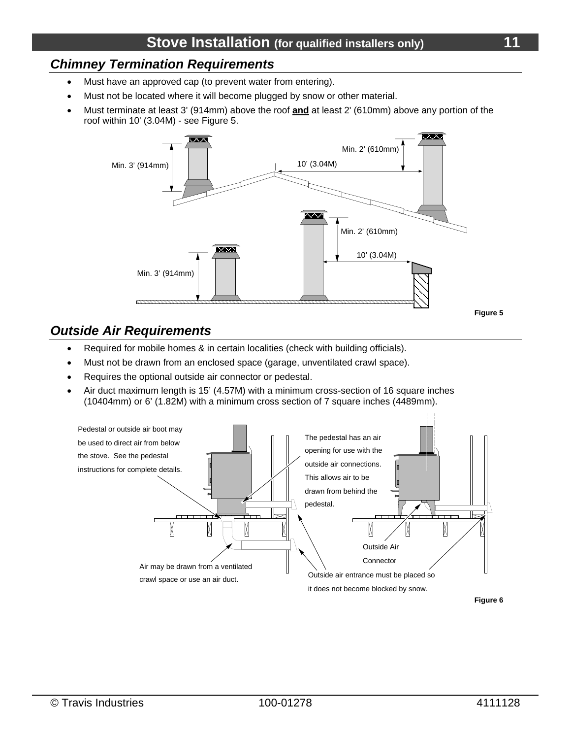## Chimney Termination Requirements

- Must have an approved cap (to prevent water from entering).
- Must not be located where it will become plugged by snow or other material.
- Must terminate at least 3' (914mm) above the roof **and** at least 2' (610mm) above any portion of the roof within 10' (3.04M) - see Figure 5.

Figure 5

## Outside Air Requirements

- Required for mobile homes & in certain localities (check with building officials).
- Must not be drawn from an enclosed space (garage, unventilated crawl space).
- Requires the optional outside air connector or pedestal.
- Air duct maximum length is 15' (4.57M) with a minimum cross-section of 16 square inches (10404mm) or 6' (1.82M) with a minimum cross section of 7 square inches (4489mm).

Figure 6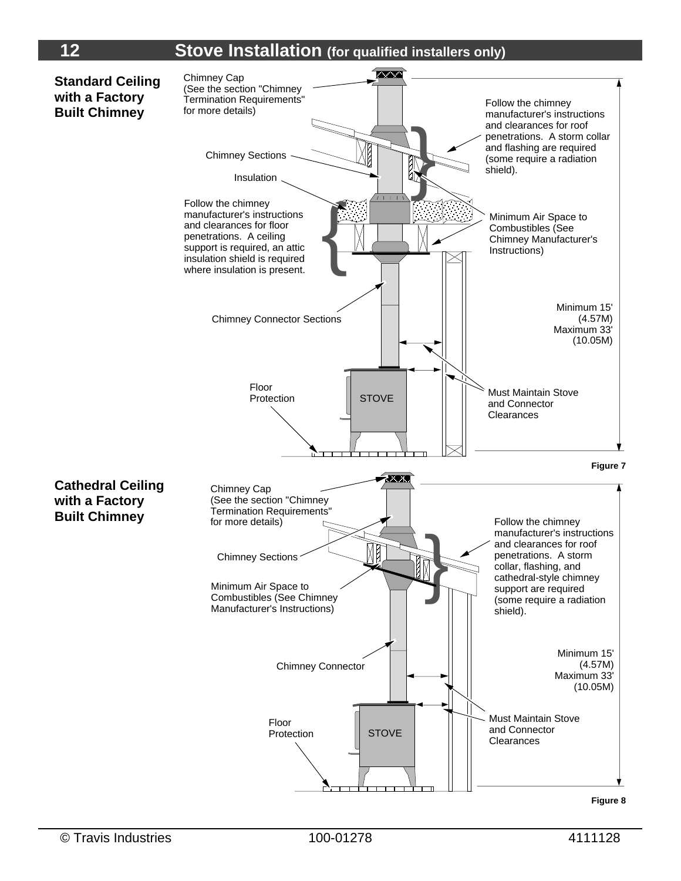# Stove Installation (for qualified installers only)

## Standard Ceiling with a Factory Built Chimney

Chimney Cap (See the section "Chimney Termination Requirements" for more details)

Follow the chimney manufacturer's instructions and clearances for roof penetrations. A storm collar and flashing are required (some require a radiation shield).

Chimney Sections

Insulation

Follow the chimney manufacturer's instructions and clearances for floor penetrations. A ceiling support is required, an attic insulation shield is required where insulation is present.

Minimum Air Space to Combustibles (See Chimney Manufacturer's Instructions)

Chimney Connector Sections

Minimum 15' (4.57M) Maximum 33' (10.05M)

Floor Protection

STOVE

Must Maintain Stove and Connector Clearances

Figure 7

## Cathedral Ceiling with a Factory Built Chimney

Chimney Cap (See the section "Chimney Termination Requirements" for more details)

Follow the chimney manufacturer's instructions and clearances for roof penetrations. A storm collar, flashing, and cathedral-style chimney support are required (some require a radiation shield).

Chimney Sections

Minimum Air Space to Combustibles (See Chimney Manufacturer's Instructions)

Minimum 15' (4.57M) Maximum 33' (10.05M)

Chimney Connector

Must Maintain Stove and Connector Clearances

Floor Protection

STOVE

Figure 8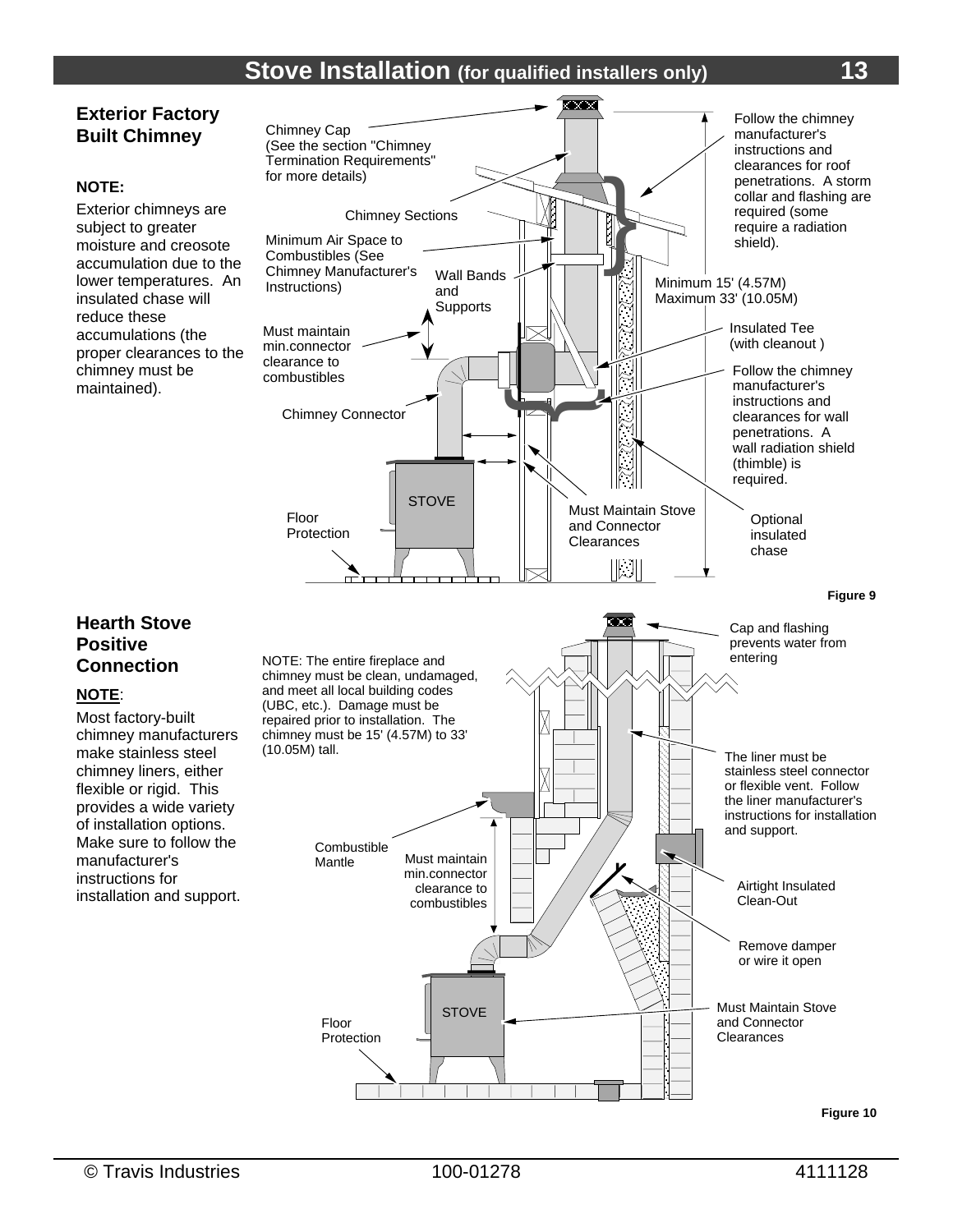## Exterior Factory Built Chimney

**NOTE:**

Exterior chimneys are subject to greater moisture and creosote accumulation due to the lower temperatures. An insulated chase will reduce these accumulations (the proper clearances to the chimney must be maintained).

Chimney Cap (See the section "Chimney Termination Requirements" for more details)

Chimney Sections

Minimum Air Space to Combustibles (See Chimney Manufacturer's Instructions)

Wall Bands and Supports

Must maintain min.connector clearance to combustibles

Chimney Connector

STOVE

Floor Protection

Follow the chimney manufacturer's instructions and clearances for roof penetrations. A storm collar and flashing are required (some require a radiation shield).

Minimum 15' (4.57M) Maximum 33' (10.05M)

Insulated Tee (with cleanout )

Follow the chimney manufacturer's instructions and clearances for wall penetrations. A wall radiation shield (thimble) is required.

Must Maintain Stove and Connector Clearances

Optional insulated chase

**Figure 9**

## Hearth Stove Positive Connection

**NOTE**:

Most factory-built chimney manufacturers make stainless steel chimney liners, either flexible or rigid. This provides a wide variety of installation options. Make sure to follow the manufacturer's instructions for installation and support.

NOTE: The entire fireplace and chimney must be clean, undamaged, and meet all local building codes (UBC, etc.). Damage must be repaired prior to installation. The chimney must be 15' (4.57M) to 33' (10.05M) tall.

Cap and flashing prevents water from entering

The liner must be stainless steel connector or flexible vent. Follow the liner manufacturer's instructions for installation and support.

Combustible Mantle

Must maintain min.connector clearance to combustibles

Airtight Insulated Clean-Out

Remove damper or wire it open

STOVE

Floor Protection

Must Maintain Stove and Connector Clearances

**Figure 10**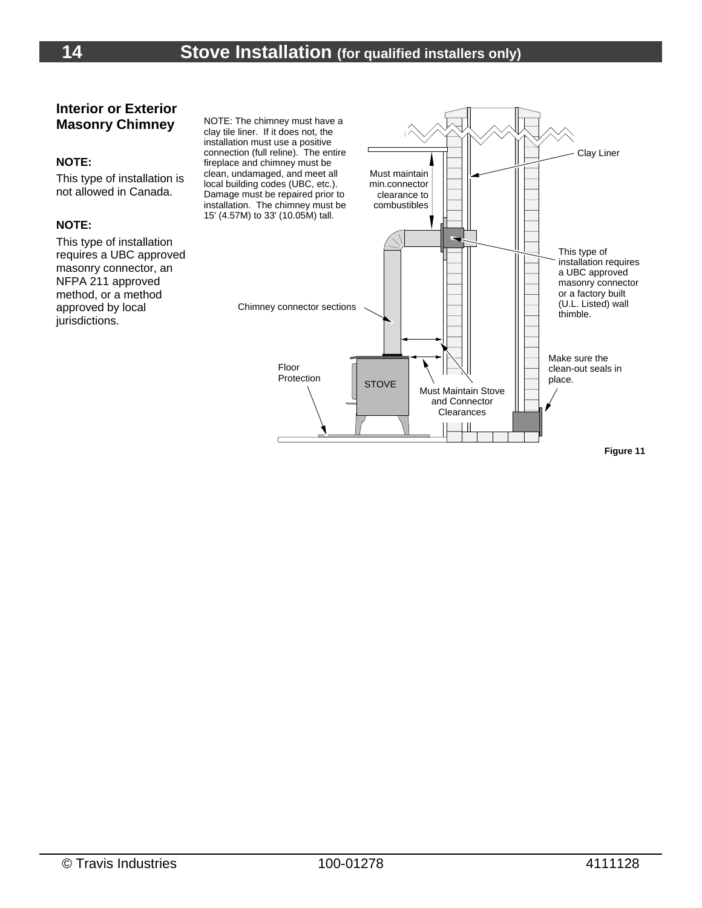## Interior or Exterior Masonry Chimney

**NOTE:**

This type of installation is not allowed in Canada.

**NOTE:**

This type of installation requires a UBC approved masonry connector, an NFPA 211 approved method, or a method approved by local jurisdictions.

NOTE: The chimney must have a clay tile liner. If it does not, the installation must use a positive connection (full reline). The entire fireplace and chimney must be clean, undamaged, and meet all local building codes (UBC, etc.). Damage must be repaired prior to installation. The chimney must be 15' (4.57M) to 33' (10.05M) tall.

Clay Liner

Must maintain min.connector clearance to combustibles

This type of installation requires a UBC approved masonry connector or a factory built (U.L. Listed) wall thimble.

Chimney connector sections

Make sure the clean-out seals in place.

Floor Protection

STOVE

Must Maintain Stove and Connector Clearances

**Figure 11**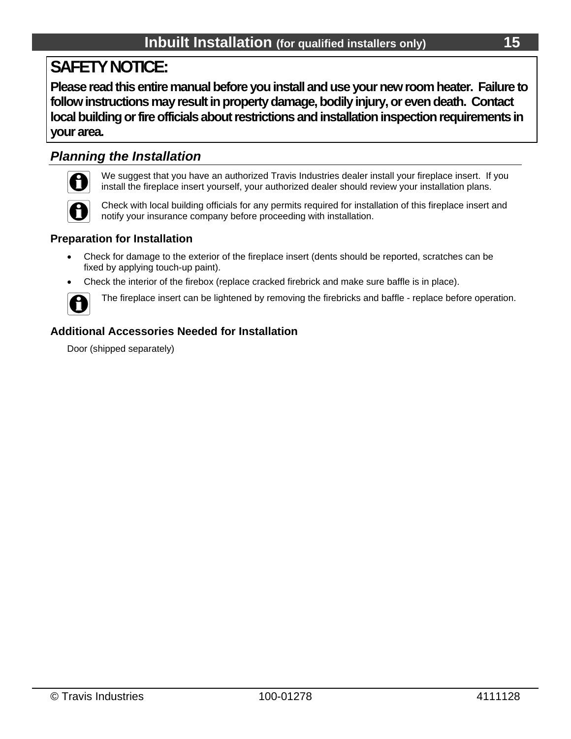# Inbuilt Installation (for qualified installers only)

**SAFETY NOTICE:**

**Please read this entire manual before you install and use your new room heater. Failure to follow instructions may result in property damage, bodily injury, or even death. Contact local building or fire officials about restrictions and installation inspection requirements in your area.**

## *Planning the Installation*

We suggest that you have an authorized Travis Industries dealer install your fireplace insert. If you install the fireplace insert yourself, your authorized dealer should review your installation plans.

Check with local building officials for any permits required for installation of this fireplace insert and notify your insurance company before proceeding with installation.

### Preparation for Installation

- Check for damage to the exterior of the fireplace insert (dents should be reported, scratches can be fixed by applying touch-up paint).
- Check the interior of the firebox (replace cracked firebrick and make sure baffle is in place).

The fireplace insert can be lightened by removing the firebricks and baffle - replace before operation.

### Additional Accessories Needed for Installation

Door (shipped separately)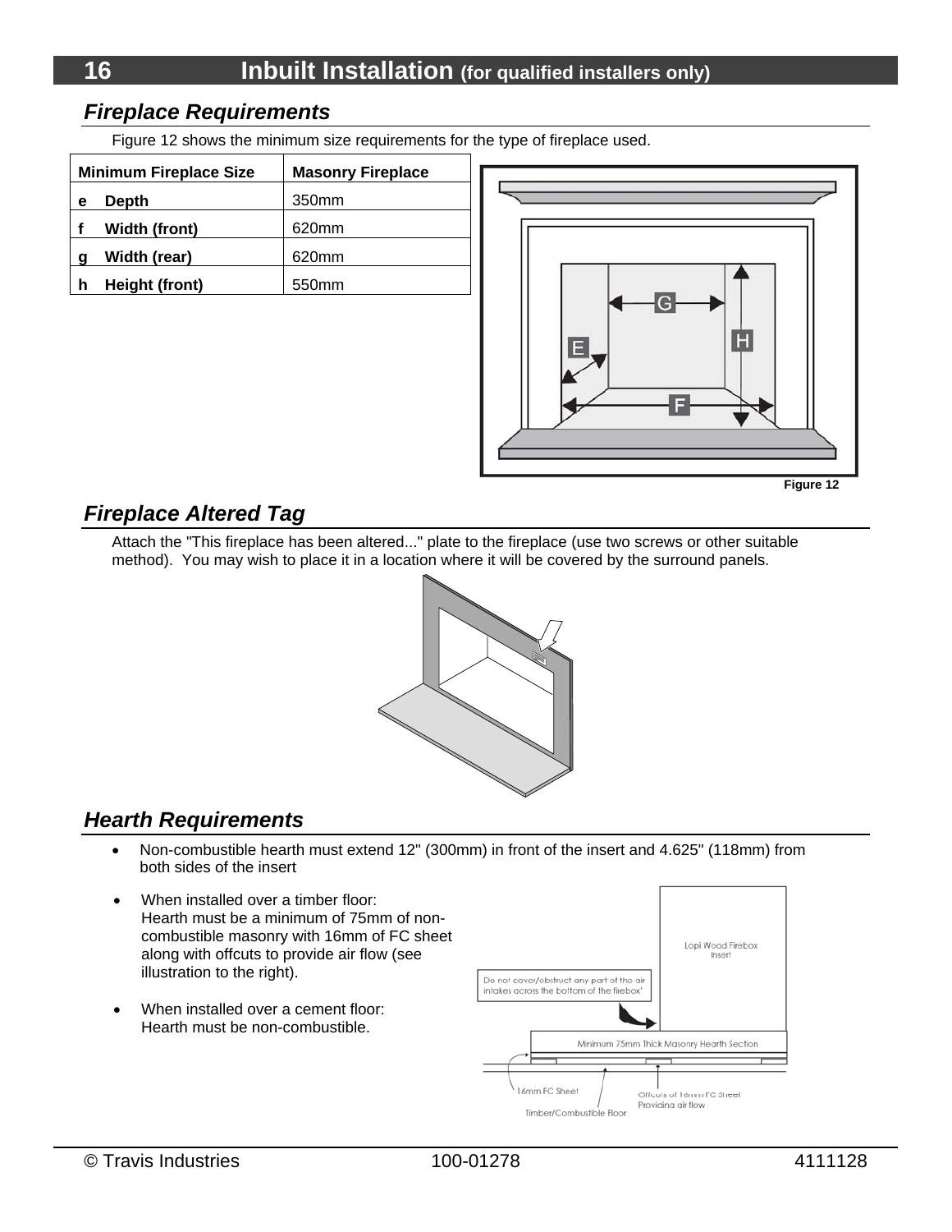## Inbuilt Installation (for qualified installers only)

### Fireplace Requirements

Figure 12 shows the minimum size requirements for the type of fireplace used.

| Minimum Fireplace Size | Masonry Fireplace |
|---|---|
| e Depth | 350mm |
| f Width (front) | 620mm |
| g Width (rear) | 620mm |
| h Height (front) | 550mm |

Figure 12

### Fireplace Altered Tag

Attach the "This fireplace has been altered..." plate to the fireplace (use two screws or other suitable method). You may wish to place it in a location where it will be covered by the surround panels.

### Hearth Requirements

- Non-combustible hearth must extend 12" (300mm) in front of the insert and 4.625" (118mm) from both sides of the insert
- When installed over a timber floor: Hearth must be a minimum of 75mm of non-combustible masonry with 16mm of FC sheet along with offcuts to provide air flow (see illustration to the right).
- When installed over a cement floor: Hearth must be non-combustible.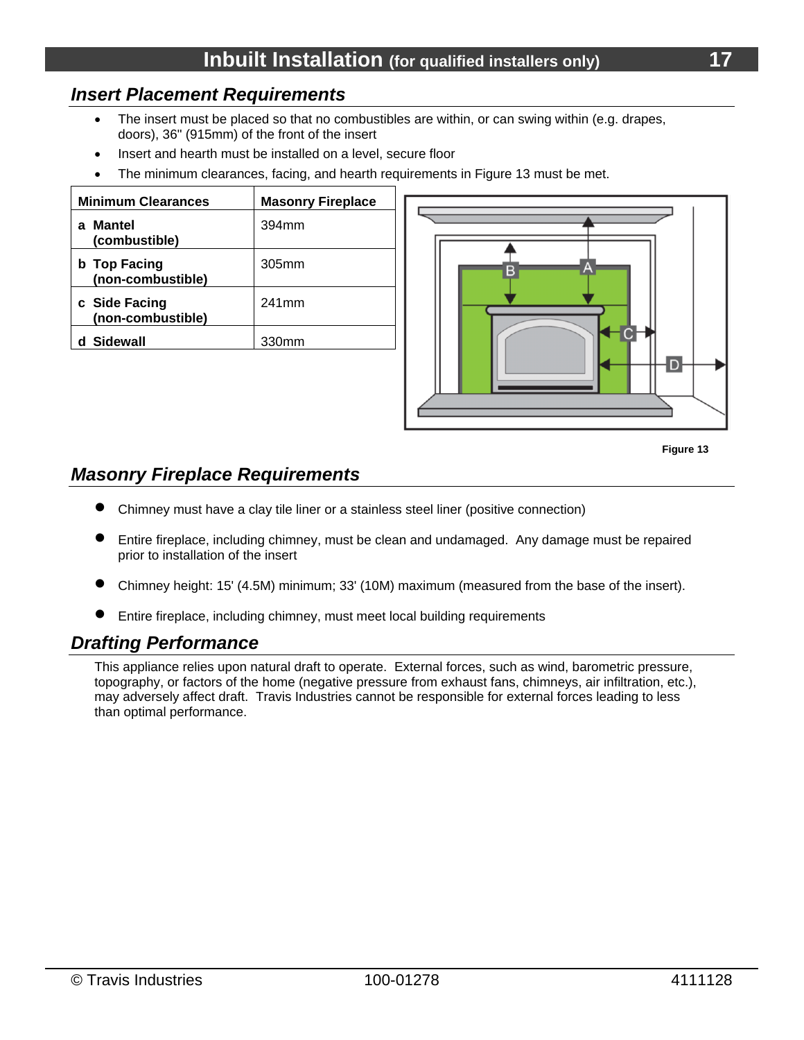## Inbuilt Installation (for qualified installers only)

### *Insert Placement Requirements*

- The insert must be placed so that no combustibles are within, or can swing within (e.g. drapes, doors), 36" (915mm) of the front of the insert
- Insert and hearth must be installed on a level, secure floor
- The minimum clearances, facing, and hearth requirements in Figure 13 must be met.

| Minimum Clearances | Masonry Fireplace |
|---|---|
| **a Mantel (combustible)** | 394mm |
| **b Top Facing (non-combustible)** | 305mm |
| **c Side Facing (non-combustible)** | 241mm |
| **d Sidewall** | 330mm |

**Figure 13**

### *Masonry Fireplace Requirements*

- Chimney must have a clay tile liner or a stainless steel liner (positive connection)
- Entire fireplace, including chimney, must be clean and undamaged. Any damage must be repaired prior to installation of the insert
- Chimney height: 15' (4.5M) minimum; 33' (10M) maximum (measured from the base of the insert).
- Entire fireplace, including chimney, must meet local building requirements

### *Drafting Performance*

This appliance relies upon natural draft to operate. External forces, such as wind, barometric pressure, topography, or factors of the home (negative pressure from exhaust fans, chimneys, air infiltration, etc.), may adversely affect draft. Travis Industries cannot be responsible for external forces leading to less than optimal performance.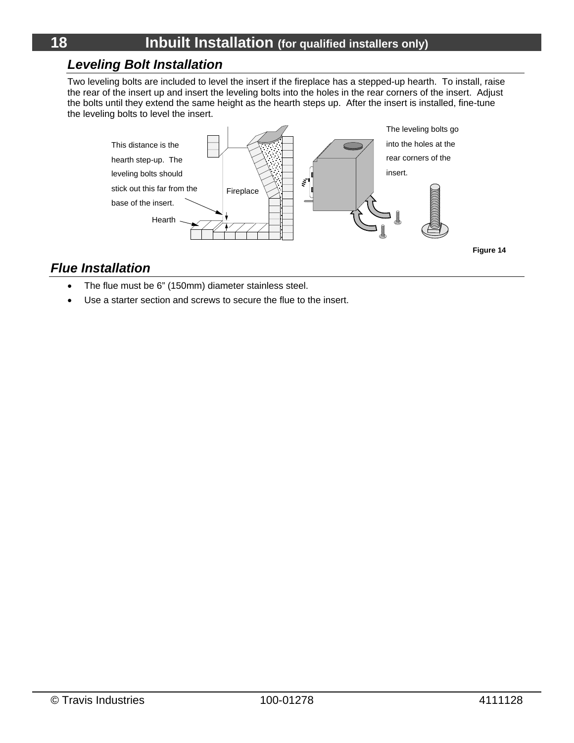## Leveling Bolt Installation

Two leveling bolts are included to level the insert if the fireplace has a stepped-up hearth. To install, raise the rear of the insert up and insert the leveling bolts into the holes in the rear corners of the insert. Adjust the bolts until they extend the same height as the hearth steps up. After the insert is installed, fine-tune the leveling bolts to level the insert.

This distance is the hearth step-up. The leveling bolts should stick out this far from the base of the insert.

Hearth

Fireplace

The leveling bolts go into the holes at the rear corners of the insert.

**Figure 14**

## Flue Installation

- The flue must be 6" (150mm) diameter stainless steel.
- Use a starter section and screws to secure the flue to the insert.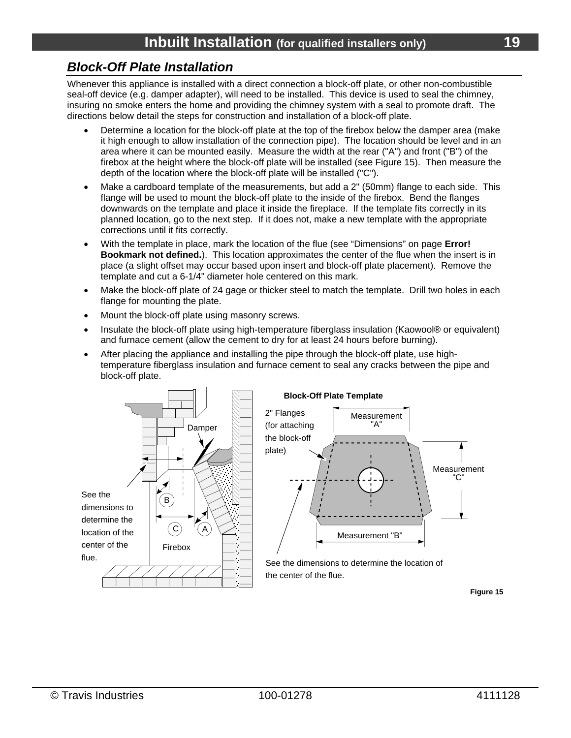## Block-Off Plate Installation

Whenever this appliance is installed with a direct connection a block-off plate, or other non-combustible seal-off device (e.g. damper adapter), will need to be installed. This device is used to seal the chimney, insuring no smoke enters the home and providing the chimney system with a seal to promote draft. The directions below detail the steps for construction and installation of a block-off plate.

- Determine a location for the block-off plate at the top of the firebox below the damper area (make it high enough to allow installation of the connection pipe). The location should be level and in an area where it can be mounted easily. Measure the width at the rear ("A") and front ("B") of the firebox at the height where the block-off plate will be installed (see Figure 15). Then measure the depth of the location where the block-off plate will be installed ("C").
- Make a cardboard template of the measurements, but add a 2" (50mm) flange to each side. This flange will be used to mount the block-off plate to the inside of the firebox. Bend the flanges downwards on the template and place it inside the fireplace. If the template fits correctly in its planned location, go to the next step. If it does not, make a new template with the appropriate corrections until it fits correctly.
- With the template in place, mark the location of the flue (see "Dimensions" on page **Error! Bookmark not defined.**). This location approximates the center of the flue when the insert is in place (a slight offset may occur based upon insert and block-off plate placement). Remove the template and cut a 6-1/4" diameter hole centered on this mark.
- Make the block-off plate of 24 gage or thicker steel to match the template. Drill two holes in each flange for mounting the plate.
- Mount the block-off plate using masonry screws.
- Insulate the block-off plate using high-temperature fiberglass insulation (Kaowool® or equivalent) and furnace cement (allow the cement to dry for at least 24 hours before burning).
- After placing the appliance and installing the pipe through the block-off plate, use high-temperature fiberglass insulation and furnace cement to seal any cracks between the pipe and block-off plate.

Damper

See the dimensions to determine the location of the center of the flue.

B C A

Firebox

**Block-Off Plate Template**

2" Flanges (for attaching the block-off plate)

Measurement "A"

Measurement "C"

Measurement "B"

See the dimensions to determine the location of the center of the flue.

**Figure 15**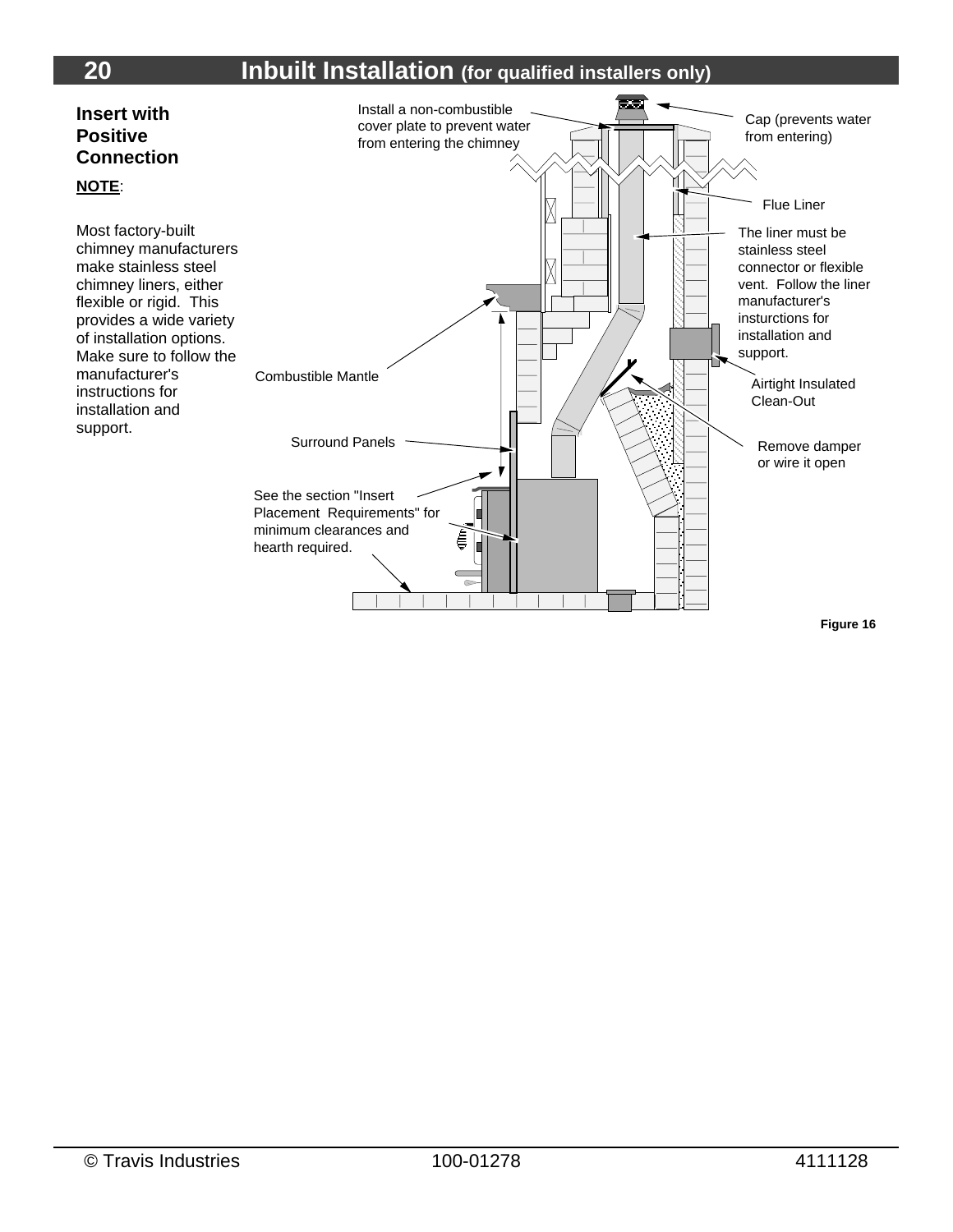# Inbuilt Installation (for qualified installers only)

## Insert with Positive Connection

**NOTE**:

Most factory-built chimney manufacturers make stainless steel chimney liners, either flexible or rigid. This provides a wide variety of installation options. Make sure to follow the manufacturer's instructions for installation and support.

Install a non-combustible cover plate to prevent water from entering the chimney

Cap (prevents water from entering)

Flue Liner

The liner must be stainless steel connector or flexible vent. Follow the liner manufacturer's insturctions for installation and support.

Airtight Insulated Clean-Out

Combustible Mantle

Remove damper or wire it open

Surround Panels

See the section "Insert Placement Requirements" for minimum clearances and hearth required.

**Figure 16**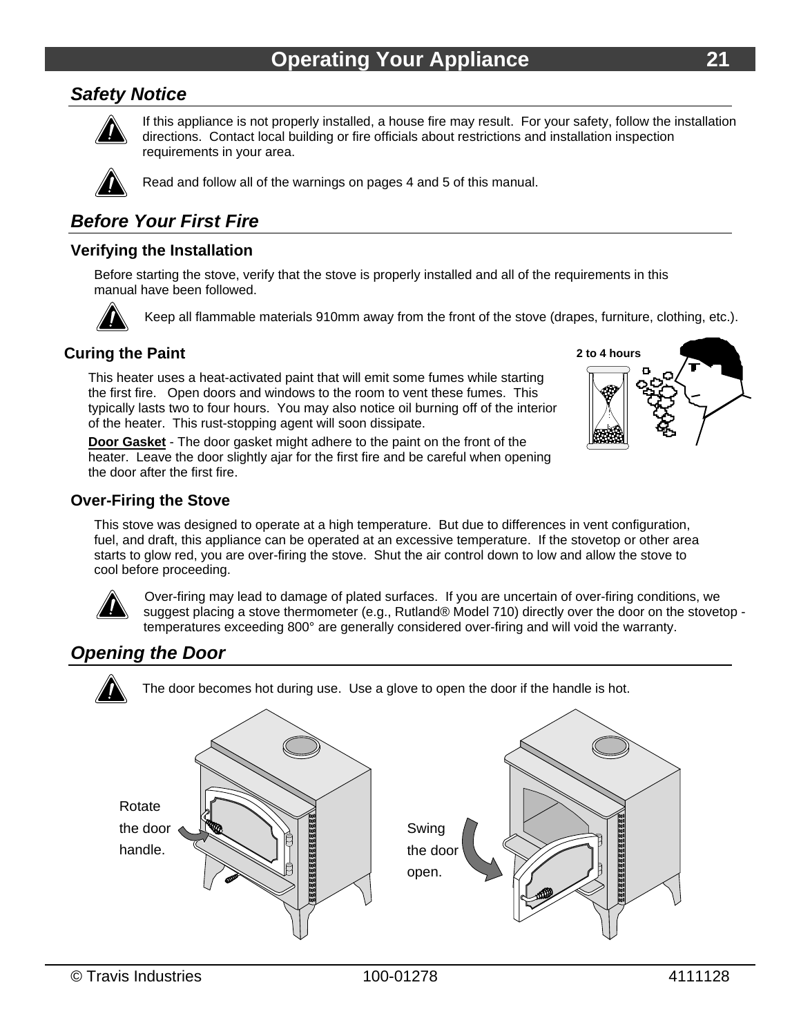# Operating Your Appliance

## *Safety Notice*

If this appliance is not properly installed, a house fire may result. For your safety, follow the installation directions. Contact local building or fire officials about restrictions and installation inspection requirements in your area.

Read and follow all of the warnings on pages 4 and 5 of this manual.

## *Before Your First Fire*

### Verifying the Installation

Before starting the stove, verify that the stove is properly installed and all of the requirements in this manual have been followed.

Keep all flammable materials 910mm away from the front of the stove (drapes, furniture, clothing, etc.).

### Curing the Paint

2 to 4 hours

This heater uses a heat-activated paint that will emit some fumes while starting the first fire. Open doors and windows to the room to vent these fumes. This typically lasts two to four hours. You may also notice oil burning off of the interior of the heater. This rust-stopping agent will soon dissipate.

**Door Gasket** - The door gasket might adhere to the paint on the front of the heater. Leave the door slightly ajar for the first fire and be careful when opening the door after the first fire.

### Over-Firing the Stove

This stove was designed to operate at a high temperature. But due to differences in vent configuration, fuel, and draft, this appliance can be operated at an excessive temperature. If the stovetop or other area starts to glow red, you are over-firing the stove. Shut the air control down to low and allow the stove to cool before proceeding.

Over-firing may lead to damage of plated surfaces. If you are uncertain of over-firing conditions, we suggest placing a stove thermometer (e.g., Rutland® Model 710) directly over the door on the stovetop - temperatures exceeding 800° are generally considered over-firing and will void the warranty.

## *Opening the Door*

The door becomes hot during use. Use a glove to open the door if the handle is hot.

Rotate the door handle.

Swing the door open.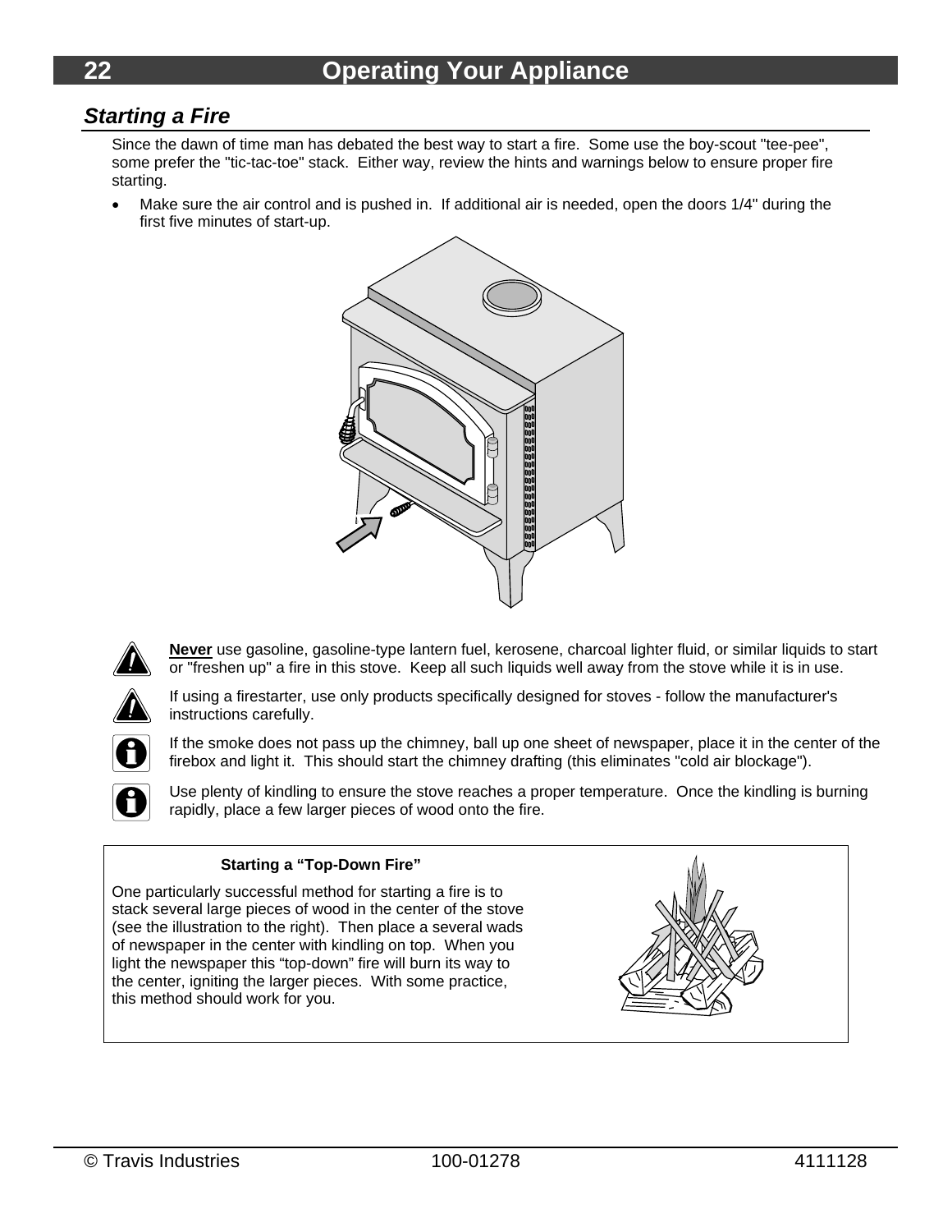## Starting a Fire

Since the dawn of time man has debated the best way to start a fire. Some use the boy-scout "tee-pee", some prefer the "tic-tac-toe" stack. Either way, review the hints and warnings below to ensure proper fire starting.

- Make sure the air control and is pushed in. If additional air is needed, open the doors 1/4" during the first five minutes of start-up.

**Never** use gasoline, gasoline-type lantern fuel, kerosene, charcoal lighter fluid, or similar liquids to start or "freshen up" a fire in this stove. Keep all such liquids well away from the stove while it is in use.

If using a firestarter, use only products specifically designed for stoves - follow the manufacturer's instructions carefully.

If the smoke does not pass up the chimney, ball up one sheet of newspaper, place it in the center of the firebox and light it. This should start the chimney drafting (this eliminates "cold air blockage").

Use plenty of kindling to ensure the stove reaches a proper temperature. Once the kindling is burning rapidly, place a few larger pieces of wood onto the fire.

**Starting a “Top-Down Fire”**

One particularly successful method for starting a fire is to stack several large pieces of wood in the center of the stove (see the illustration to the right). Then place a several wads of newspaper in the center with kindling on top. When you light the newspaper this “top-down” fire will burn its way to the center, igniting the larger pieces. With some practice, this method should work for you.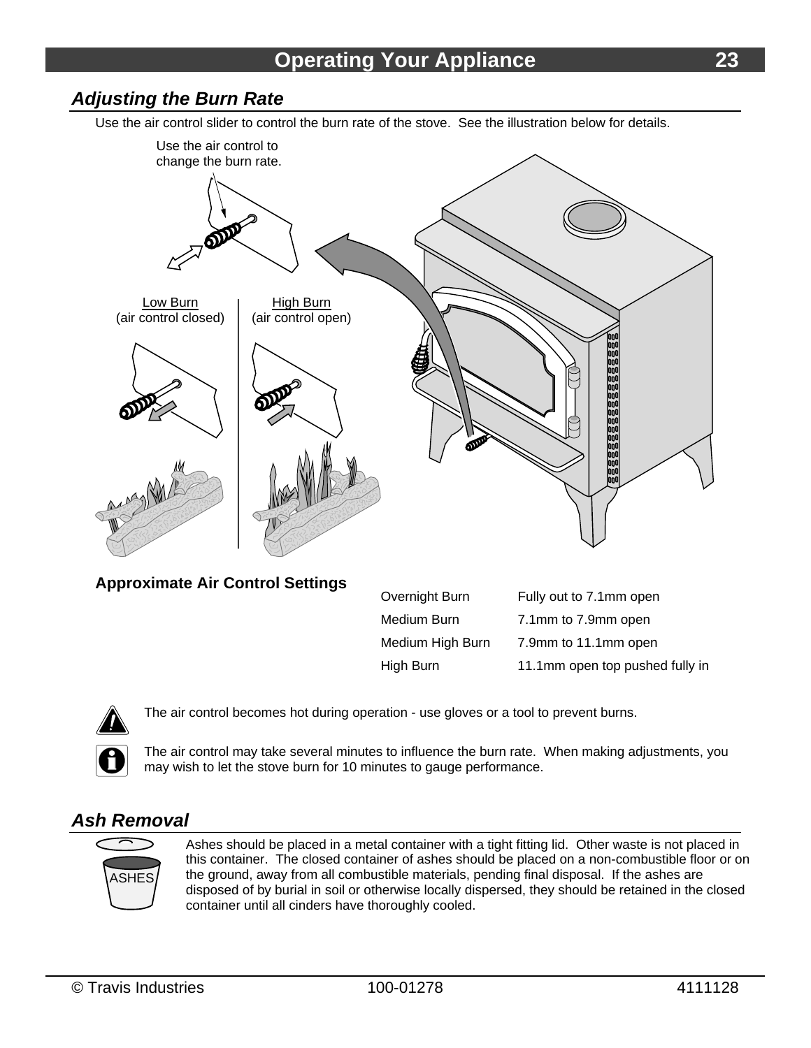## Adjusting the Burn Rate

Use the air control slider to control the burn rate of the stove. See the illustration below for details.

Use the air control to change the burn rate.

Low Burn (air control closed)

High Burn (air control open)

**Approximate Air Control Settings**

| | |
|---|---|
| Overnight Burn | Fully out to 7.1mm open |
| Medium Burn | 7.1mm to 7.9mm open |
| Medium High Burn | 7.9mm to 11.1mm open |
| High Burn | 11.1mm open top pushed fully in |

The air control becomes hot during operation - use gloves or a tool to prevent burns.

The air control may take several minutes to influence the burn rate. When making adjustments, you may wish to let the stove burn for 10 minutes to gauge performance.

## Ash Removal

ASHES

Ashes should be placed in a metal container with a tight fitting lid. Other waste is not placed in this container. The closed container of ashes should be placed on a non-combustible floor or on the ground, away from all combustible materials, pending final disposal. If the ashes are disposed of by burial in soil or otherwise locally dispersed, they should be retained in the closed container until all cinders have thoroughly cooled.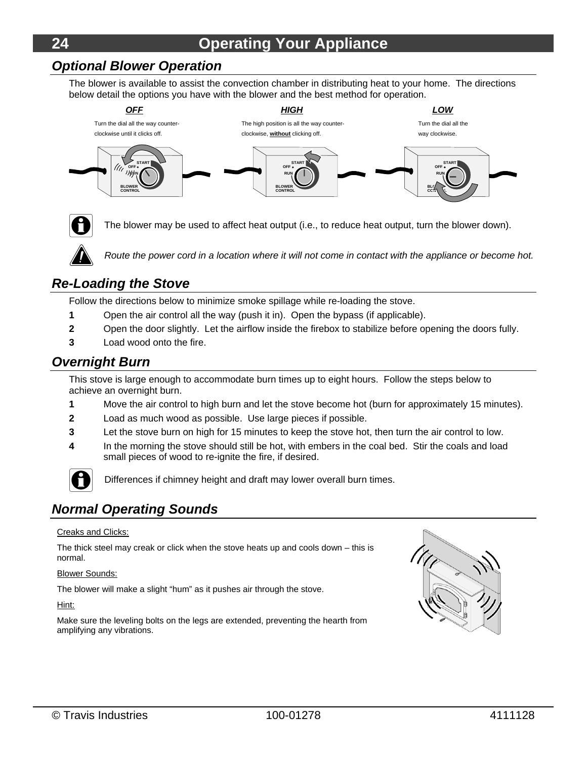# Operating Your Appliance

## Optional Blower Operation

The blower is available to assist the convection chamber in distributing heat to your home. The directions below detail the options you have with the blower and the best method for operation.

***OFF***

Turn the dial all the way counter-clockwise until it clicks off.

***HIGH***

The high position is all the way counter-clockwise, **without** clicking off.

***LOW***

Turn the dial all the way clockwise.

The blower may be used to affect heat output (i.e., to reduce heat output, turn the blower down).

*Route the power cord in a location where it will not come in contact with the appliance or become hot.*

## Re-Loading the Stove

Follow the directions below to minimize smoke spillage while re-loading the stove.

1. Open the air control all the way (push it in). Open the bypass (if applicable).
2. Open the door slightly. Let the airflow inside the firebox to stabilize before opening the doors fully.
3. Load wood onto the fire.

## Overnight Burn

This stove is large enough to accommodate burn times up to eight hours. Follow the steps below to achieve an overnight burn.

1. Move the air control to high burn and let the stove become hot (burn for approximately 15 minutes).
2. Load as much wood as possible. Use large pieces if possible.
3. Let the stove burn on high for 15 minutes to keep the stove hot, then turn the air control to low.
4. In the morning the stove should still be hot, with embers in the coal bed. Stir the coals and load small pieces of wood to re-ignite the fire, if desired.

Differences if chimney height and draft may lower overall burn times.

## Normal Operating Sounds

Creaks and Clicks:

The thick steel may creak or click when the stove heats up and cools down – this is normal.

Blower Sounds:

The blower will make a slight "hum" as it pushes air through the stove.

Hint:

Make sure the leveling bolts on the legs are extended, preventing the hearth from amplifying any vibrations.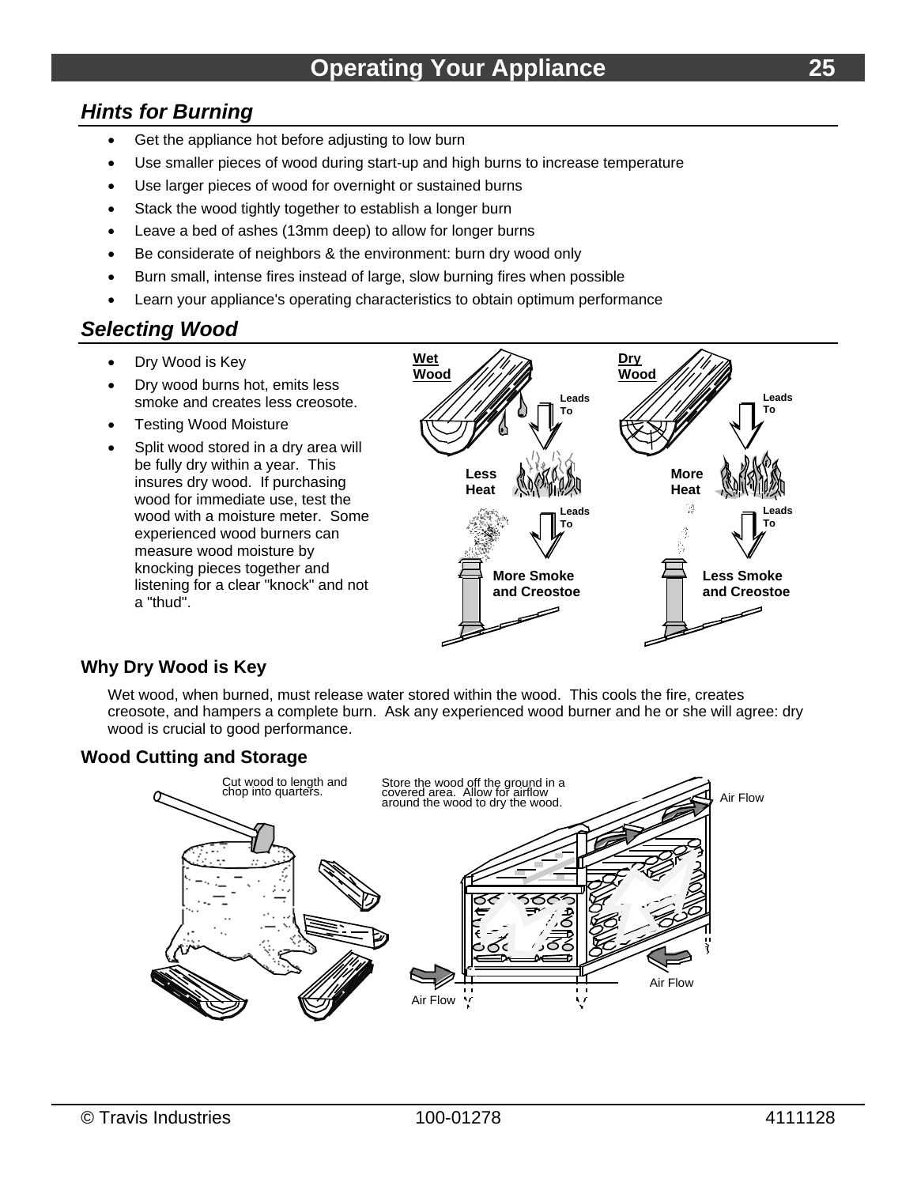## *Hints for Burning*

- Get the appliance hot before adjusting to low burn
- Use smaller pieces of wood during start-up and high burns to increase temperature
- Use larger pieces of wood for overnight or sustained burns
- Stack the wood tightly together to establish a longer burn
- Leave a bed of ashes (13mm deep) to allow for longer burns
- Be considerate of neighbors & the environment: burn dry wood only
- Burn small, intense fires instead of large, slow burning fires when possible
- Learn your appliance's operating characteristics to obtain optimum performance

## *Selecting Wood*

- Dry Wood is Key
- Dry wood burns hot, emits less smoke and creates less creosote.
- Testing Wood Moisture
- Split wood stored in a dry area will be fully dry within a year. This insures dry wood. If purchasing wood for immediate use, test the wood with a moisture meter. Some experienced wood burners can measure wood moisture by knocking pieces together and listening for a clear "knock" and not a "thud".

Wet Wood Leads To Less Heat Leads To More Smoke and Creostoe

Dry Wood Leads To More Heat Leads To Less Smoke and Creostoe

### Why Dry Wood is Key

Wet wood, when burned, must release water stored within the wood. This cools the fire, creates creosote, and hampers a complete burn. Ask any experienced wood burner and he or she will agree: dry wood is crucial to good performance.

### Wood Cutting and Storage

Cut wood to length and chop into quarters.

Store the wood off the ground in a covered area. Allow for airflow around the wood to dry the wood.

Air Flow

Air Flow

Air Flow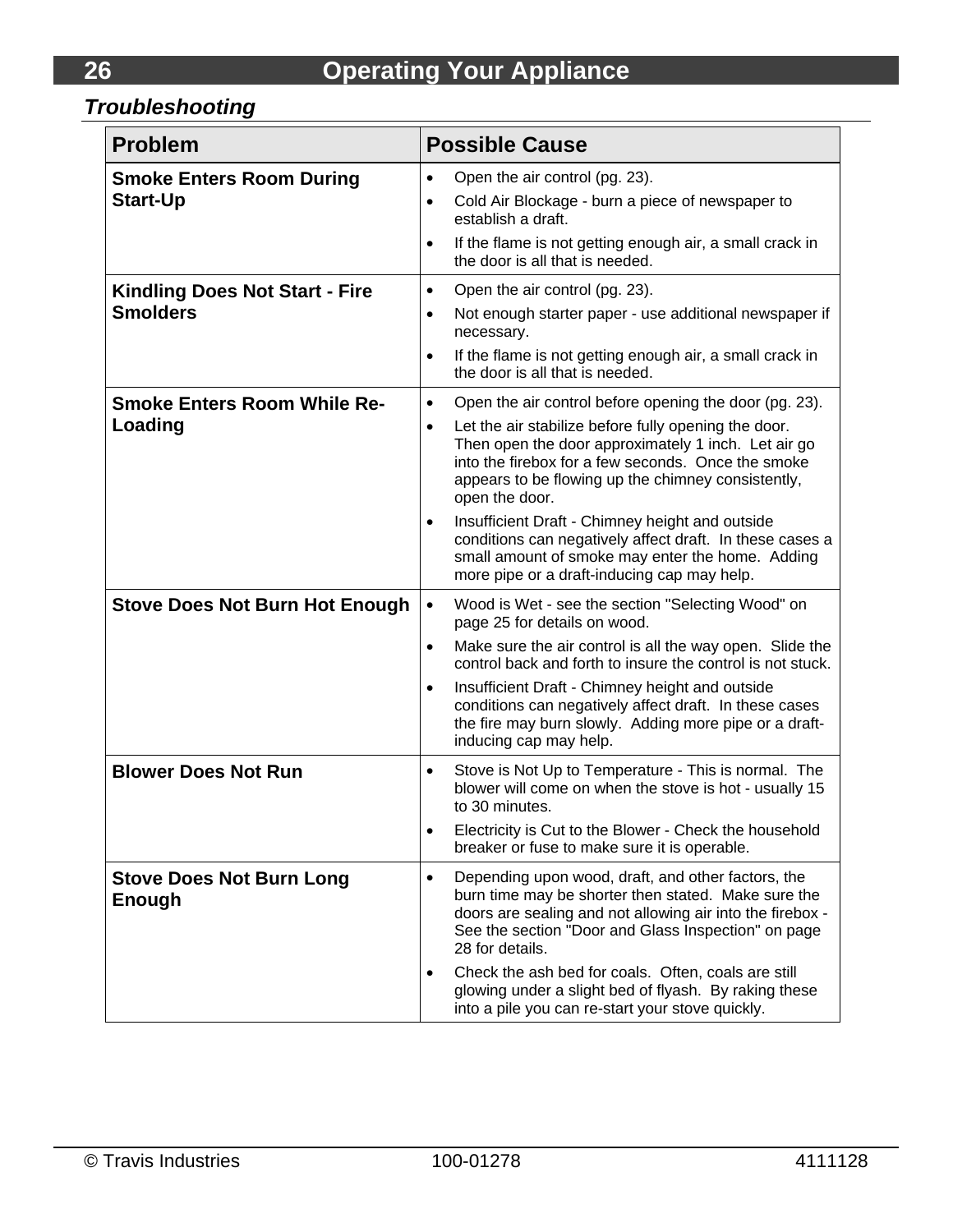## Troubleshooting

| Problem | Possible Cause |
|---|---|
| **Smoke Enters Room During Start-Up** | • Open the air control (pg. 23).<br>• Cold Air Blockage - burn a piece of newspaper to establish a draft.<br>• If the flame is not getting enough air, a small crack in the door is all that is needed. |
| **Kindling Does Not Start - Fire Smolders** | • Open the air control (pg. 23).<br>• Not enough starter paper - use additional newspaper if necessary.<br>• If the flame is not getting enough air, a small crack in the door is all that is needed. |
| **Smoke Enters Room While Re-Loading** | • Open the air control before opening the door (pg. 23).<br>• Let the air stabilize before fully opening the door. Then open the door approximately 1 inch. Let air go into the firebox for a few seconds. Once the smoke appears to be flowing up the chimney consistently, open the door.<br>• Insufficient Draft - Chimney height and outside conditions can negatively affect draft. In these cases a small amount of smoke may enter the home. Adding more pipe or a draft-inducing cap may help. |
| **Stove Does Not Burn Hot Enough** | • Wood is Wet - see the section "Selecting Wood" on page 25 for details on wood.<br>• Make sure the air control is all the way open. Slide the control back and forth to insure the control is not stuck.<br>• Insufficient Draft - Chimney height and outside conditions can negatively affect draft. In these cases the fire may burn slowly. Adding more pipe or a draft-inducing cap may help. |
| **Blower Does Not Run** | • Stove is Not Up to Temperature - This is normal. The blower will come on when the stove is hot - usually 15 to 30 minutes.<br>• Electricity is Cut to the Blower - Check the household breaker or fuse to make sure it is operable. |
| **Stove Does Not Burn Long Enough** | • Depending upon wood, draft, and other factors, the burn time may be shorter then stated. Make sure the doors are sealing and not allowing air into the firebox - See the section "Door and Glass Inspection" on page 28 for details.<br>• Check the ash bed for coals. Often, coals are still glowing under a slight bed of flyash. By raking these into a pile you can re-start your stove quickly. |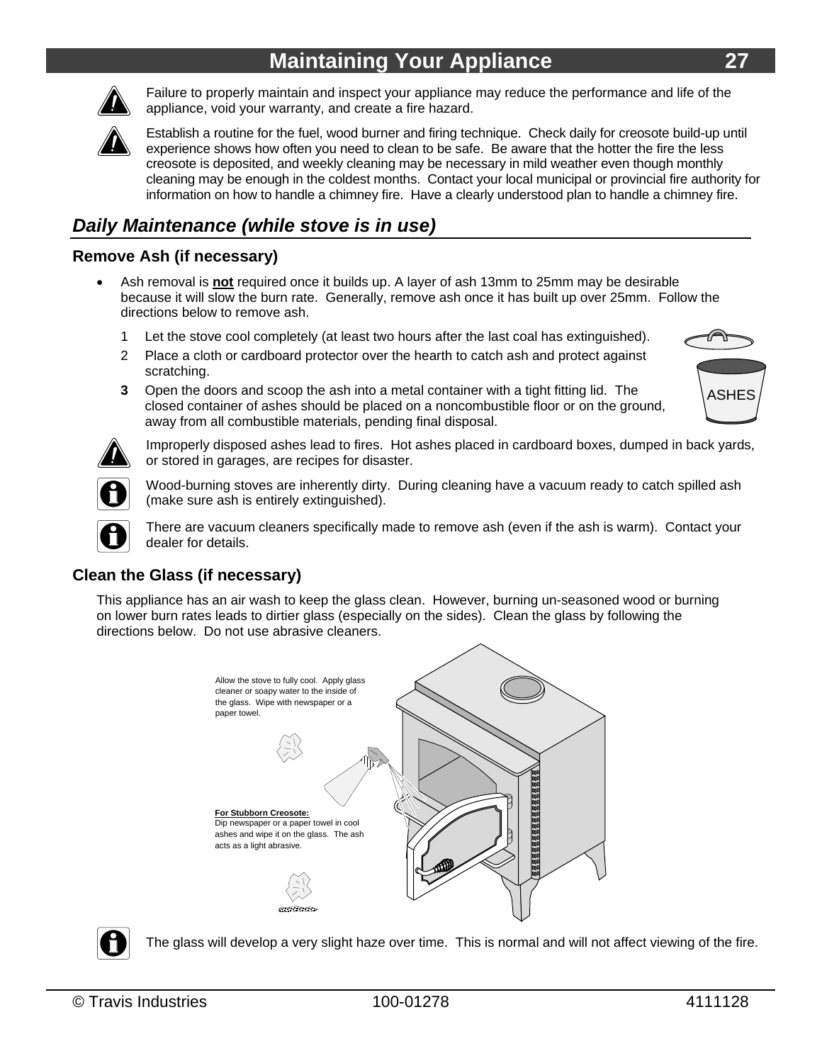# Maintaining Your Appliance

Failure to properly maintain and inspect your appliance may reduce the performance and life of the appliance, void your warranty, and create a fire hazard.

Establish a routine for the fuel, wood burner and firing technique. Check daily for creosote build-up until experience shows how often you need to clean to be safe. Be aware that the hotter the fire the less creosote is deposited, and weekly cleaning may be necessary in mild weather even though monthly cleaning may be enough in the coldest months. Contact your local municipal or provincial fire authority for information on how to handle a chimney fire. Have a clearly understood plan to handle a chimney fire.

## *Daily Maintenance (while stove is in use)*

### Remove Ash (if necessary)

- Ash removal is **not** required once it builds up. A layer of ash 13mm to 25mm may be desirable because it will slow the burn rate. Generally, remove ash once it has built up over 25mm. Follow the directions below to remove ash.

1. Let the stove cool completely (at least two hours after the last coal has extinguished).
2. Place a cloth or cardboard protector over the hearth to catch ash and protect against scratching.
3. Open the doors and scoop the ash into a metal container with a tight fitting lid. The closed container of ashes should be placed on a noncombustible floor or on the ground, away from all combustible materials, pending final disposal.

ASHES

Improperly disposed ashes lead to fires. Hot ashes placed in cardboard boxes, dumped in back yards, or stored in garages, are recipes for disaster.

Wood-burning stoves are inherently dirty. During cleaning have a vacuum ready to catch spilled ash (make sure ash is entirely extinguished).

There are vacuum cleaners specifically made to remove ash (even if the ash is warm). Contact your dealer for details.

### Clean the Glass (if necessary)

This appliance has an air wash to keep the glass clean. However, burning un-seasoned wood or burning on lower burn rates leads to dirtier glass (especially on the sides). Clean the glass by following the directions below. Do not use abrasive cleaners.

Allow the stove to fully cool. Apply glass cleaner or soapy water to the inside of the glass. Wipe with newspaper or a paper towel.

**For Stubborn Creosote:**
Dip newspaper or a paper towel in cool ashes and wipe it on the glass. The ash acts as a light abrasive.

The glass will develop a very slight haze over time. This is normal and will not affect viewing of the fire.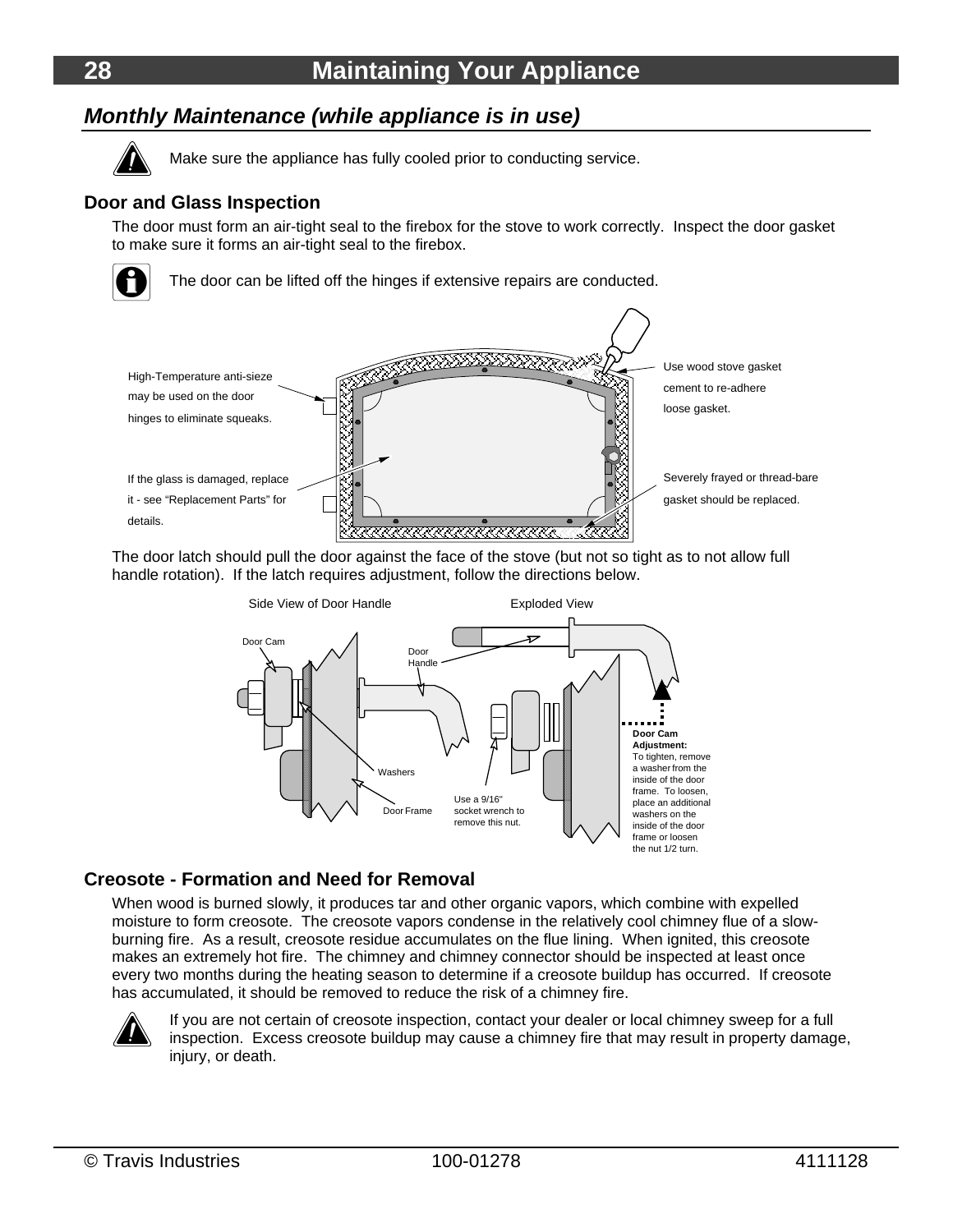## Monthly Maintenance (while appliance is in use)

Make sure the appliance has fully cooled prior to conducting service.

### Door and Glass Inspection

The door must form an air-tight seal to the firebox for the stove to work correctly. Inspect the door gasket to make sure it forms an air-tight seal to the firebox.

The door can be lifted off the hinges if extensive repairs are conducted.

High-Temperature anti-sieze may be used on the door hinges to eliminate squeaks.

If the glass is damaged, replace it - see "Replacement Parts" for details.

Use wood stove gasket cement to re-adhere loose gasket.

Severely frayed or thread-bare gasket should be replaced.

The door latch should pull the door against the face of the stove (but not so tight as to not allow full handle rotation). If the latch requires adjustment, follow the directions below.

Side View of Door Handle

Exploded View

Door Cam

Door Handle

Washers

Door Frame

Use a 9/16" socket wrench to remove this nut.

**Door Cam Adjustment:** To tighten, remove a washer from the inside of the door frame. To loosen, place an additional washers on the inside of the door frame or loosen the nut 1/2 turn.

### Creosote - Formation and Need for Removal

When wood is burned slowly, it produces tar and other organic vapors, which combine with expelled moisture to form creosote. The creosote vapors condense in the relatively cool chimney flue of a slow-burning fire. As a result, creosote residue accumulates on the flue lining. When ignited, this creosote makes an extremely hot fire. The chimney and chimney connector should be inspected at least once every two months during the heating season to determine if a creosote buildup has occurred. If creosote has accumulated, it should be removed to reduce the risk of a chimney fire.

If you are not certain of creosote inspection, contact your dealer or local chimney sweep for a full inspection. Excess creosote buildup may cause a chimney fire that may result in property damage, injury, or death.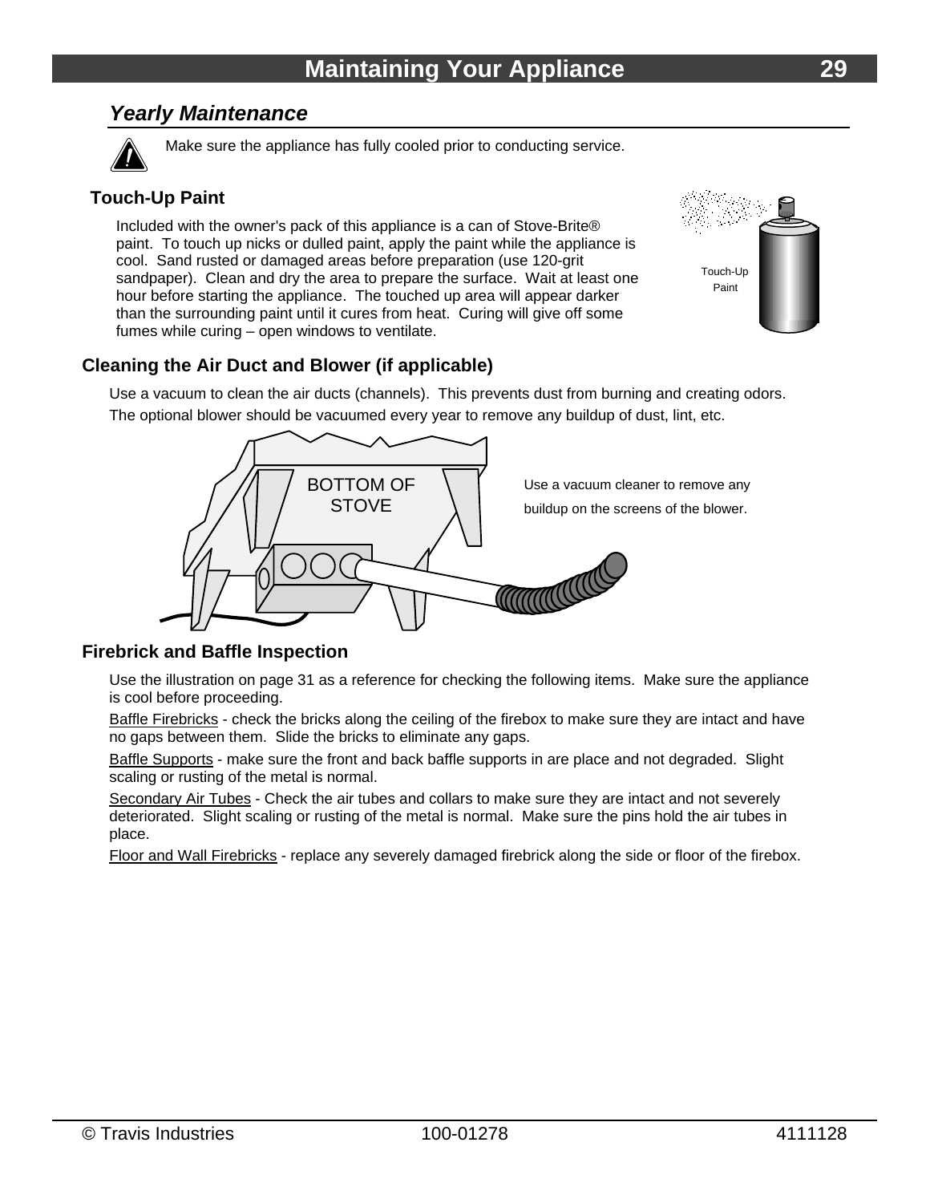## Yearly Maintenance

Make sure the appliance has fully cooled prior to conducting service.

### Touch-Up Paint

Included with the owner's pack of this appliance is a can of Stove-Brite® paint. To touch up nicks or dulled paint, apply the paint while the appliance is cool. Sand rusted or damaged areas before preparation (use 120-grit sandpaper). Clean and dry the area to prepare the surface. Wait at least one hour before starting the appliance. The touched up area will appear darker than the surrounding paint until it cures from heat. Curing will give off some fumes while curing – open windows to ventilate.

Touch-Up Paint

### Cleaning the Air Duct and Blower (if applicable)

Use a vacuum to clean the air ducts (channels). This prevents dust from burning and creating odors.

The optional blower should be vacuumed every year to remove any buildup of dust, lint, etc.

BOTTOM OF STOVE

Use a vacuum cleaner to remove any buildup on the screens of the blower.

### Firebrick and Baffle Inspection

Use the illustration on page 31 as a reference for checking the following items. Make sure the appliance is cool before proceeding.

Baffle Firebricks - check the bricks along the ceiling of the firebox to make sure they are intact and have no gaps between them. Slide the bricks to eliminate any gaps.

Baffle Supports - make sure the front and back baffle supports in are place and not degraded. Slight scaling or rusting of the metal is normal.

Secondary Air Tubes - Check the air tubes and collars to make sure they are intact and not severely deteriorated. Slight scaling or rusting of the metal is normal. Make sure the pins hold the air tubes in place.

Floor and Wall Firebricks - replace any severely damaged firebrick along the side or floor of the firebox.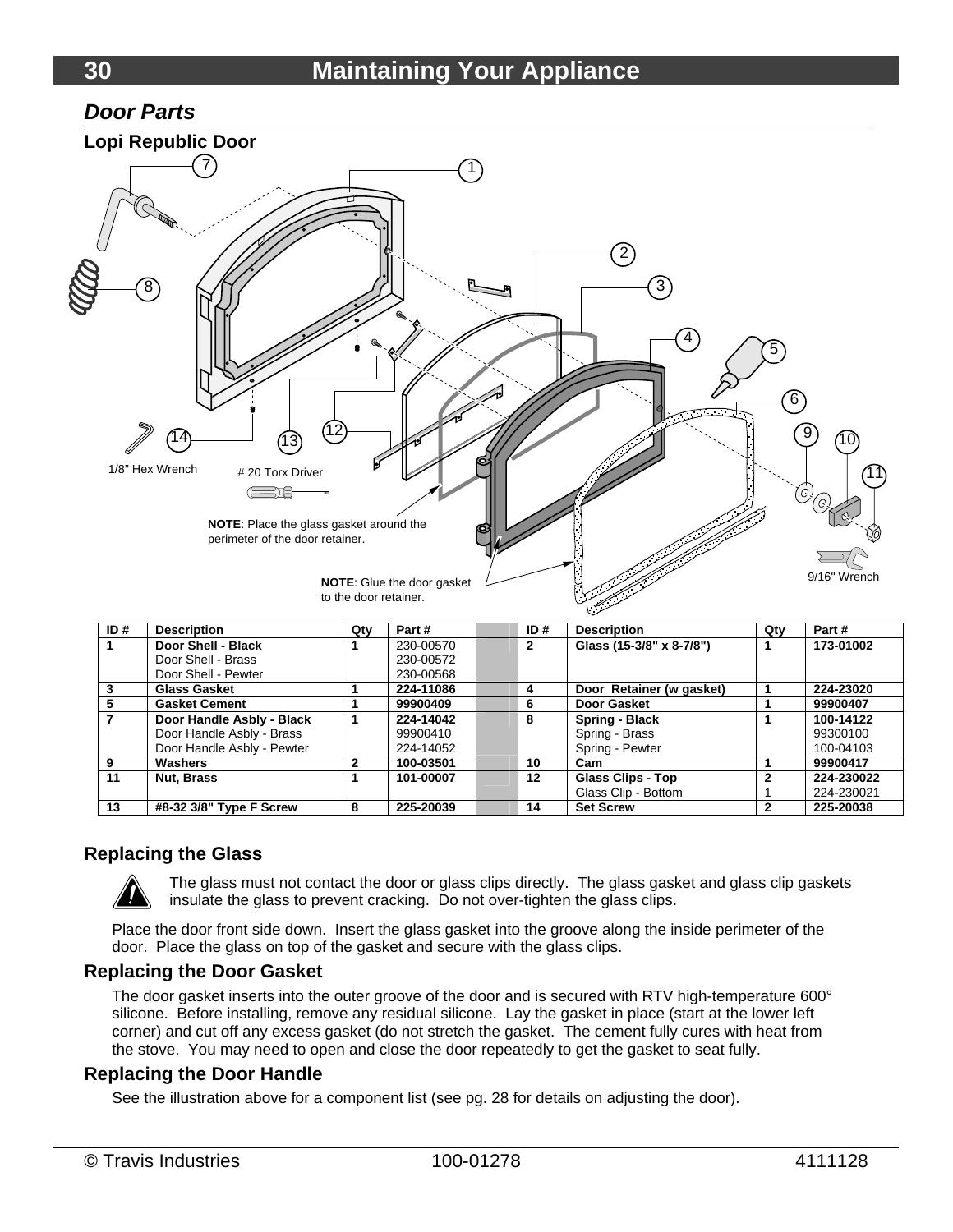# Maintaining Your Appliance

## *Door Parts*

### Lopi Republic Door

1/8" Hex Wrench

# 20 Torx Driver

**NOTE**: Place the glass gasket around the perimeter of the door retainer.

**NOTE**: Glue the door gasket to the door retainer.

9/16" Wrench

| ID # | Description | Qty | Part # | | ID # | Description | Qty | Part # |
|---|---|---|---|---|---|---|---|---|
| **1** | **Door Shell - Black**<br>Door Shell - Brass<br>Door Shell - Pewter | **1** | 230-00570<br>230-00572<br>230-00568 | | **2** | **Glass (15-3/8" x 8-7/8")** | **1** | **173-01002** |
| **3** | **Glass Gasket** | **1** | **224-11086** | | **4** | **Door Retainer (w gasket)** | **1** | **224-23020** |
| **5** | **Gasket Cement** | **1** | **99900409** | | **6** | **Door Gasket** | **1** | **99900407** |
| **7** | **Door Handle Asbly - Black**<br>Door Handle Asbly - Brass<br>Door Handle Asbly - Pewter | **1** | **224-14042**<br>99900410<br>224-14052 | | **8** | **Spring - Black**<br>Spring - Brass<br>Spring - Pewter | **1** | **100-14122**<br>99300100<br>100-04103 |
| **9** | **Washers** | **2** | **100-03501** | | **10** | **Cam** | **1** | **99900417** |
| **11** | **Nut, Brass** | **1** | **101-00007** | | **12** | **Glass Clips - Top**<br>Glass Clip - Bottom | **2**<br>1 | **224-230022**<br>224-230021 |
| **13** | **#8-32 3/8" Type F Screw** | **8** | **225-20039** | | **14** | **Set Screw** | **2** | **225-20038** |

### Replacing the Glass

The glass must not contact the door or glass clips directly. The glass gasket and glass clip gaskets insulate the glass to prevent cracking. Do not over-tighten the glass clips.

Place the door front side down. Insert the glass gasket into the groove along the inside perimeter of the door. Place the glass on top of the gasket and secure with the glass clips.

### Replacing the Door Gasket

The door gasket inserts into the outer groove of the door and is secured with RTV high-temperature 600° silicone. Before installing, remove any residual silicone. Lay the gasket in place (start at the lower left corner) and cut off any excess gasket (do not stretch the gasket. The cement fully cures with heat from the stove. You may need to open and close the door repeatedly to get the gasket to seat fully.

### Replacing the Door Handle

See the illustration above for a component list (see pg. 28 for details on adjusting the door).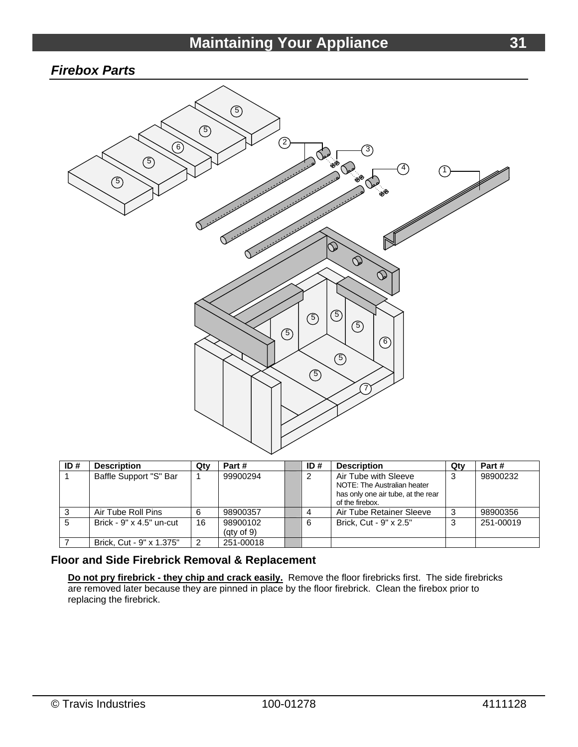## *Firebox Parts*

| ID # | Description | Qty | Part # | | ID # | Description | Qty | Part # |
|---|---|---|---|---|---|---|---|---|
| 1 | Baffle Support "S" Bar | 1 | 99900294 | | 2 | Air Tube with Sleeve NOTE: The Australian heater has only one air tube, at the rear of the firebox. | 3 | 98900232 |
| 3 | Air Tube Roll Pins | 6 | 98900357 | | 4 | Air Tube Retainer Sleeve | 3 | 98900356 |
| 5 | Brick - 9" x 4.5" un-cut | 16 | 98900102 (qty of 9) | | 6 | Brick, Cut - 9" x 2.5" | 3 | 251-00019 |
| 7 | Brick, Cut - 9" x 1.375" | 2 | 251-00018 | | | | | |

### Floor and Side Firebrick Removal & Replacement

**Do not pry firebrick - they chip and crack easily.** Remove the floor firebricks first. The side firebricks are removed later because they are pinned in place by the floor firebrick. Clean the firebox prior to replacing the firebrick.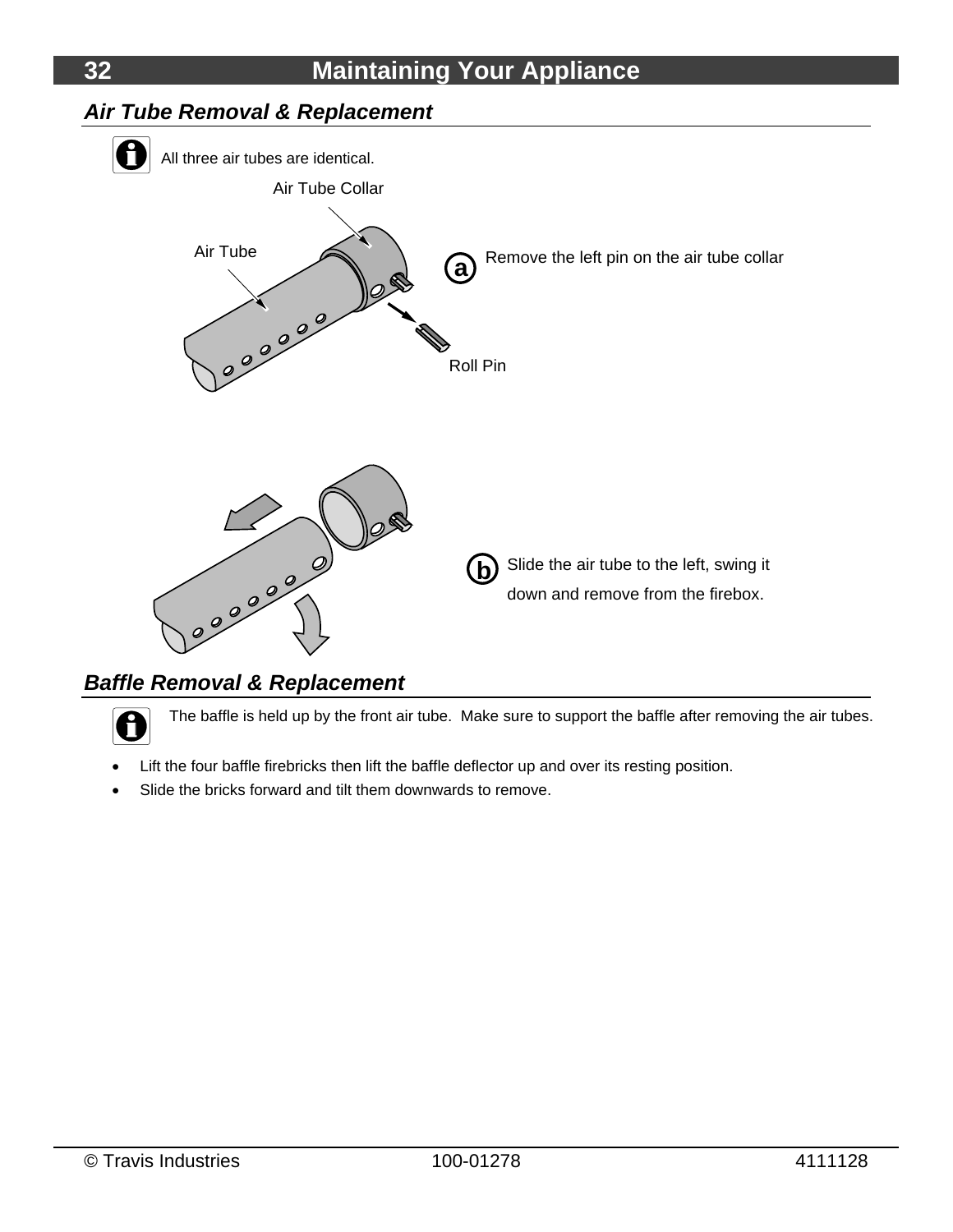## Air Tube Removal & Replacement

All three air tubes are identical.

Air Tube Collar

Air Tube

**a** Remove the left pin on the air tube collar

Roll Pin

**b** Slide the air tube to the left, swing it down and remove from the firebox.

## Baffle Removal & Replacement

The baffle is held up by the front air tube. Make sure to support the baffle after removing the air tubes.

- Lift the four baffle firebricks then lift the baffle deflector up and over its resting position.
- Slide the bricks forward and tilt them downwards to remove.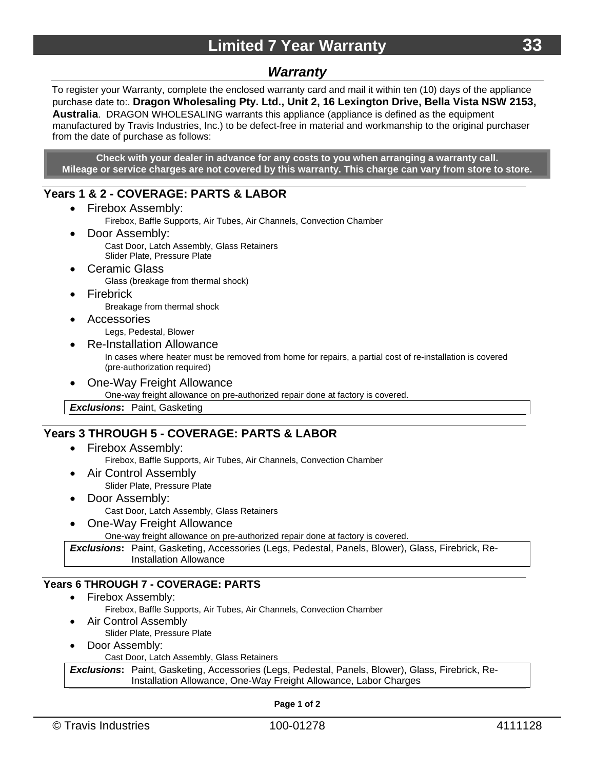# Limited 7 Year Warranty

## *Warranty*

To register your Warranty, complete the enclosed warranty card and mail it within ten (10) days of the appliance purchase date to:. **Dragon Wholesaling Pty. Ltd., Unit 2, 16 Lexington Drive, Bella Vista NSW 2153, Australia**. DRAGON WHOLESALING warrants this appliance (appliance is defined as the equipment manufactured by Travis Industries, Inc.) to be defect-free in material and workmanship to the original purchaser from the date of purchase as follows:

**Check with your dealer in advance for any costs to you when arranging a warranty call.**
**Mileage or service charges are not covered by this warranty. This charge can vary from store to store.**

### Years 1 & 2 - COVERAGE: PARTS & LABOR

- Firebox Assembly:
  Firebox, Baffle Supports, Air Tubes, Air Channels, Convection Chamber
- Door Assembly:
  Cast Door, Latch Assembly, Glass Retainers
  Slider Plate, Pressure Plate
- Ceramic Glass
  Glass (breakage from thermal shock)
- Firebrick
  Breakage from thermal shock
- Accessories
  Legs, Pedestal, Blower
- Re-Installation Allowance
  In cases where heater must be removed from home for repairs, a partial cost of re-installation is covered (pre-authorization required)
- One-Way Freight Allowance
  One-way freight allowance on pre-authorized repair done at factory is covered.

***Exclusions*:** Paint, Gasketing

### Years 3 THROUGH 5 - COVERAGE: PARTS & LABOR

- Firebox Assembly:
  Firebox, Baffle Supports, Air Tubes, Air Channels, Convection Chamber
- Air Control Assembly
  Slider Plate, Pressure Plate
- Door Assembly:
  Cast Door, Latch Assembly, Glass Retainers
- One-Way Freight Allowance
  One-way freight allowance on pre-authorized repair done at factory is covered.

***Exclusions*:** Paint, Gasketing, Accessories (Legs, Pedestal, Panels, Blower), Glass, Firebrick, Re-Installation Allowance

### Years 6 THROUGH 7 - COVERAGE: PARTS

- Firebox Assembly:
  Firebox, Baffle Supports, Air Tubes, Air Channels, Convection Chamber
- Air Control Assembly
  Slider Plate, Pressure Plate
- Door Assembly:
  Cast Door, Latch Assembly, Glass Retainers

***Exclusions*:** Paint, Gasketing, Accessories (Legs, Pedestal, Panels, Blower), Glass, Firebrick, Re-Installation Allowance, One-Way Freight Allowance, Labor Charges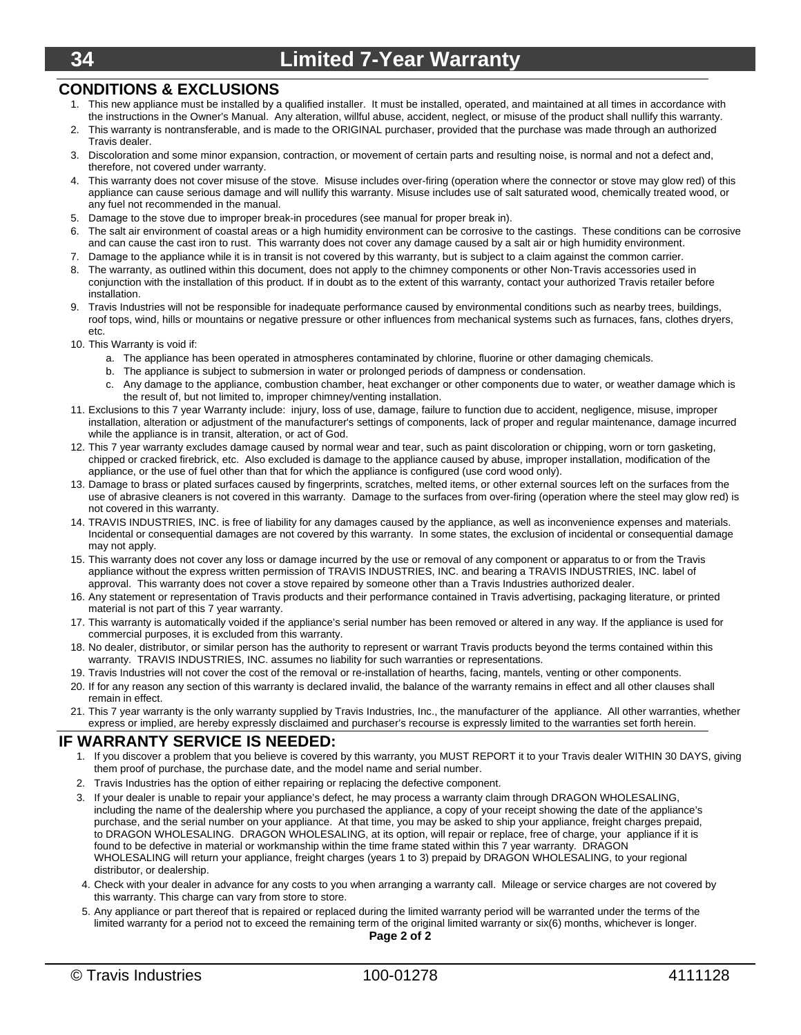# Limited 7-Year Warranty

## CONDITIONS & EXCLUSIONS

1. This new appliance must be installed by a qualified installer. It must be installed, operated, and maintained at all times in accordance with the instructions in the Owner's Manual. Any alteration, willful abuse, accident, neglect, or misuse of the product shall nullify this warranty.
2. This warranty is nontransferable, and is made to the ORIGINAL purchaser, provided that the purchase was made through an authorized Travis dealer.
3. Discoloration and some minor expansion, contraction, or movement of certain parts and resulting noise, is normal and not a defect and, therefore, not covered under warranty.
4. This warranty does not cover misuse of the stove. Misuse includes over-firing (operation where the connector or stove may glow red) of this appliance can cause serious damage and will nullify this warranty. Misuse includes use of salt saturated wood, chemically treated wood, or any fuel not recommended in the manual.
5. Damage to the stove due to improper break-in procedures (see manual for proper break in).
6. The salt air environment of coastal areas or a high humidity environment can be corrosive to the castings. These conditions can be corrosive and can cause the cast iron to rust. This warranty does not cover any damage caused by a salt air or high humidity environment.
7. Damage to the appliance while it is in transit is not covered by this warranty, but is subject to a claim against the common carrier.
8. The warranty, as outlined within this document, does not apply to the chimney components or other Non-Travis accessories used in conjunction with the installation of this product. If in doubt as to the extent of this warranty, contact your authorized Travis retailer before installation.
9. Travis Industries will not be responsible for inadequate performance caused by environmental conditions such as nearby trees, buildings, roof tops, wind, hills or mountains or negative pressure or other influences from mechanical systems such as furnaces, fans, clothes dryers, etc.
10. This Warranty is void if:
    a. The appliance has been operated in atmospheres contaminated by chlorine, fluorine or other damaging chemicals.
    b. The appliance is subject to submersion in water or prolonged periods of dampness or condensation.
    c. Any damage to the appliance, combustion chamber, heat exchanger or other components due to water, or weather damage which is the result of, but not limited to, improper chimney/venting installation.
11. Exclusions to this 7 year Warranty include: injury, loss of use, damage, failure to function due to accident, negligence, misuse, improper installation, alteration or adjustment of the manufacturer's settings of components, lack of proper and regular maintenance, damage incurred while the appliance is in transit, alteration, or act of God.
12. This 7 year warranty excludes damage caused by normal wear and tear, such as paint discoloration or chipping, worn or torn gasketing, chipped or cracked firebrick, etc. Also excluded is damage to the appliance caused by abuse, improper installation, modification of the appliance, or the use of fuel other than that for which the appliance is configured (use cord wood only).
13. Damage to brass or plated surfaces caused by fingerprints, scratches, melted items, or other external sources left on the surfaces from the use of abrasive cleaners is not covered in this warranty. Damage to the surfaces from over-firing (operation where the steel may glow red) is not covered in this warranty.
14. TRAVIS INDUSTRIES, INC. is free of liability for any damages caused by the appliance, as well as inconvenience expenses and materials. Incidental or consequential damages are not covered by this warranty. In some states, the exclusion of incidental or consequential damage may not apply.
15. This warranty does not cover any loss or damage incurred by the use or removal of any component or apparatus to or from the Travis appliance without the express written permission of TRAVIS INDUSTRIES, INC. and bearing a TRAVIS INDUSTRIES, INC. label of approval. This warranty does not cover a stove repaired by someone other than a Travis Industries authorized dealer.
16. Any statement or representation of Travis products and their performance contained in Travis advertising, packaging literature, or printed material is not part of this 7 year warranty.
17. This warranty is automatically voided if the appliance's serial number has been removed or altered in any way. If the appliance is used for commercial purposes, it is excluded from this warranty.
18. No dealer, distributor, or similar person has the authority to represent or warrant Travis products beyond the terms contained within this warranty. TRAVIS INDUSTRIES, INC. assumes no liability for such warranties or representations.
19. Travis Industries will not cover the cost of the removal or re-installation of hearths, facing, mantels, venting or other components.
20. If for any reason any section of this warranty is declared invalid, the balance of the warranty remains in effect and all other clauses shall remain in effect.
21. This 7 year warranty is the only warranty supplied by Travis Industries, Inc., the manufacturer of the appliance. All other warranties, whether express or implied, are hereby expressly disclaimed and purchaser's recourse is expressly limited to the warranties set forth herein.

## IF WARRANTY SERVICE IS NEEDED:

1. If you discover a problem that you believe is covered by this warranty, you MUST REPORT it to your Travis dealer WITHIN 30 DAYS, giving them proof of purchase, the purchase date, and the model name and serial number.
2. Travis Industries has the option of either repairing or replacing the defective component.
3. If your dealer is unable to repair your appliance's defect, he may process a warranty claim through DRAGON WHOLESALING, including the name of the dealership where you purchased the appliance, a copy of your receipt showing the date of the appliance's purchase, and the serial number on your appliance. At that time, you may be asked to ship your appliance, freight charges prepaid, to DRAGON WHOLESALING. DRAGON WHOLESALING, at its option, will repair or replace, free of charge, your appliance if it is found to be defective in material or workmanship within the time frame stated within this 7 year warranty. DRAGON WHOLESALING will return your appliance, freight charges (years 1 to 3) prepaid by DRAGON WHOLESALING, to your regional distributor, or dealership.
4. Check with your dealer in advance for any costs to you when arranging a warranty call. Mileage or service charges are not covered by this warranty. This charge can vary from store to store.
5. Any appliance or part thereof that is repaired or replaced during the limited warranty period will be warranted under the terms of the limited warranty for a period not to exceed the remaining term of the original limited warranty or six(6) months, whichever is longer.

**Page 2 of 2**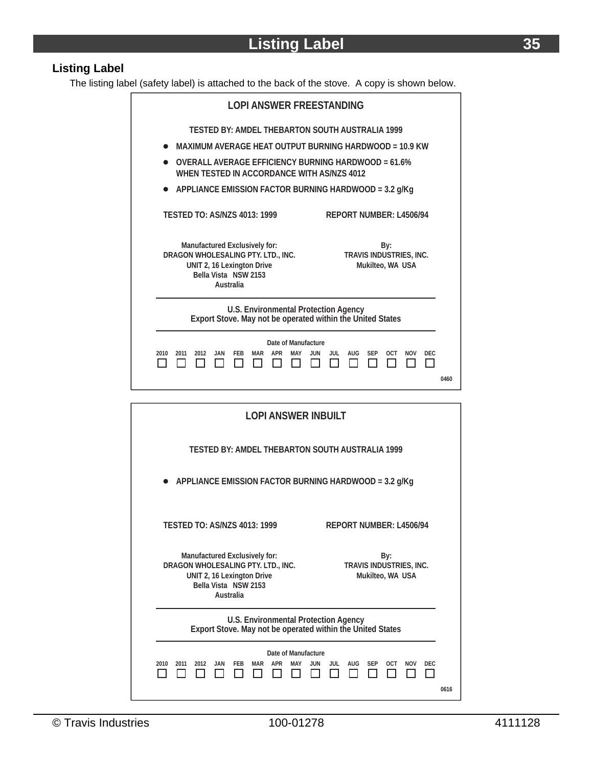## Listing Label

The listing label (safety label) is attached to the back of the stove. A copy is shown below.

**LOPI ANSWER FREESTANDING**

TESTED BY: AMDEL THEBARTON SOUTH AUSTRALIA 1999

- MAXIMUM AVERAGE HEAT OUTPUT BURNING HARDWOOD = 10.9 KW
- OVERALL AVERAGE EFFICIENCY BURNING HARDWOOD = 61.6% WHEN TESTED IN ACCORDANCE WITH AS/NZS 4012
- APPLIANCE EMISSION FACTOR BURNING HARDWOOD = 3.2 g/Kg

TESTED TO: AS/NZS 4013: 1999 REPORT NUMBER: L4506/94

Manufactured Exclusively for:
DRAGON WHOLESALING PTY. LTD., INC.
UNIT 2, 16 Lexington Drive
Bella Vista NSW 2153
Australia

By:
TRAVIS INDUSTRIES, INC.
Mukilteo, WA USA

U.S. Environmental Protection Agency
Export Stove. May not be operated within the United States

Date of Manufacture

| 2010 | 2011 | 2012 | JAN | FEB | MAR | APR | MAY | JUN | JUL | AUG | SEP | OCT | NOV | DEC |
|---|---|---|---|---|---|---|---|---|---|---|---|---|---|---|
| ☐ | ☐ | ☐ | ☐ | ☐ | ☐ | ☐ | ☐ | ☐ | ☐ | ☐ | ☐ | ☐ | ☐ | ☐ |

0460

**LOPI ANSWER INBUILT**

TESTED BY: AMDEL THEBARTON SOUTH AUSTRALIA 1999

- APPLIANCE EMISSION FACTOR BURNING HARDWOOD = 3.2 g/Kg

TESTED TO: AS/NZS 4013: 1999 REPORT NUMBER: L4506/94

Manufactured Exclusively for:
DRAGON WHOLESALING PTY. LTD., INC.
UNIT 2, 16 Lexington Drive
Bella Vista NSW 2153
Australia

By:
TRAVIS INDUSTRIES, INC.
Mukilteo, WA USA

U.S. Environmental Protection Agency
Export Stove. May not be operated within the United States

Date of Manufacture

| 2010 | 2011 | 2012 | JAN | FEB | MAR | APR | MAY | JUN | JUL | AUG | SEP | OCT | NOV | DEC |
|---|---|---|---|---|---|---|---|---|---|---|---|---|---|---|
| ☐ | ☐ | ☐ | ☐ | ☐ | ☐ | ☐ | ☐ | ☐ | ☐ | ☐ | ☐ | ☐ | ☐ | ☐ |

0616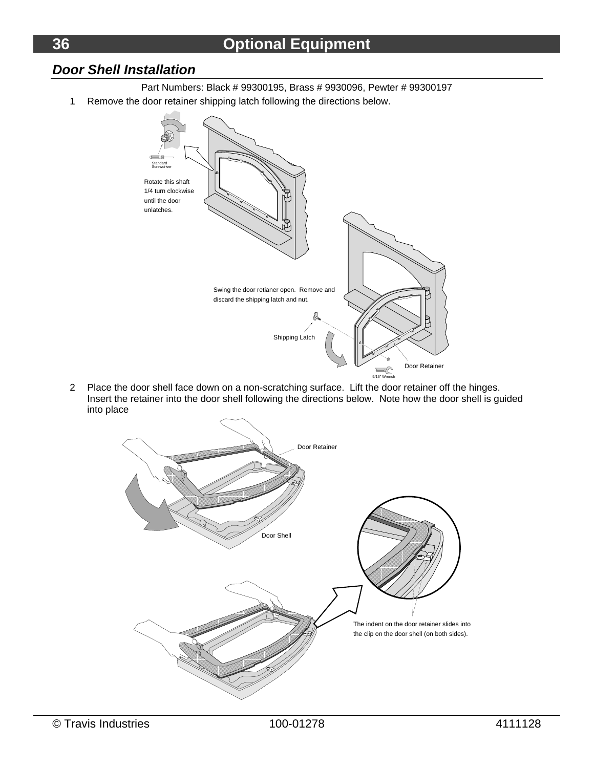## Door Shell Installation

Part Numbers: Black # 99300195, Brass # 9930096, Pewter # 99300197

1. Remove the door retainer shipping latch following the directions below.

Standard Screwdriver

Rotate this shaft 1/4 turn clockwise until the door unlatches.

Swing the door retainer open. Remove and discard the shipping latch and nut.

Shipping Latch

Door Retainer

9/16" Wrench

2. Place the door shell face down on a non-scratching surface. Lift the door retainer off the hinges. Insert the retainer into the door shell following the directions below. Note how the door shell is guided into place

Door Retainer

Door Shell

The indent on the door retainer slides into the clip on the door shell (on both sides).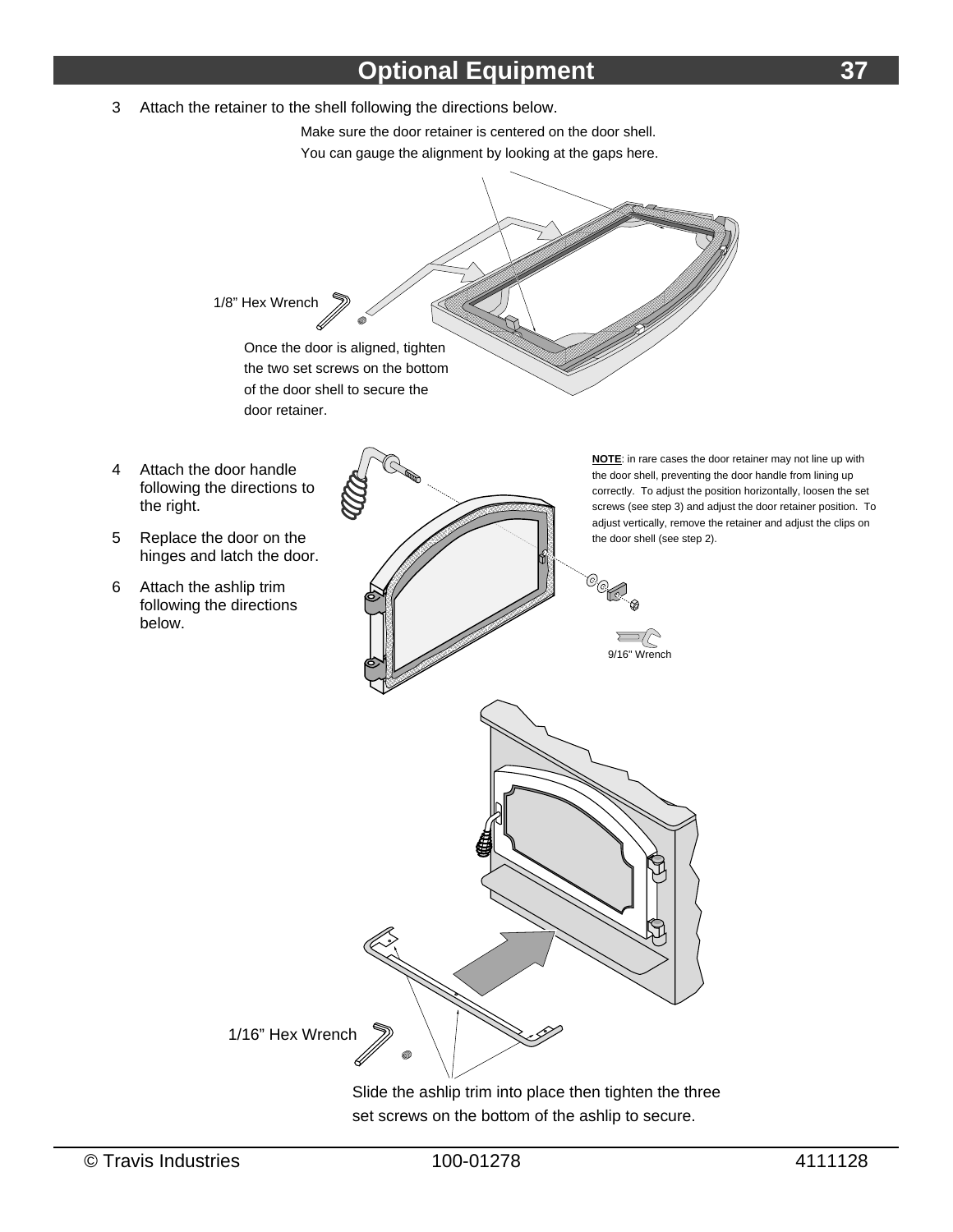## Optional Equipment

3 Attach the retainer to the shell following the directions below.

Make sure the door retainer is centered on the door shell. You can gauge the alignment by looking at the gaps here.

1/8" Hex Wrench

Once the door is aligned, tighten the two set screws on the bottom of the door shell to secure the door retainer.

4 Attach the door handle following the directions to the right.

5 Replace the door on the hinges and latch the door.

6 Attach the ashlip trim following the directions below.

**NOTE**: in rare cases the door retainer may not line up with the door shell, preventing the door handle from lining up correctly. To adjust the position horizontally, loosen the set screws (see step 3) and adjust the door retainer position. To adjust vertically, remove the retainer and adjust the clips on the door shell (see step 2).

9/16" Wrench

1/16" Hex Wrench

Slide the ashlip trim into place then tighten the three set screws on the bottom of the ashlip to secure.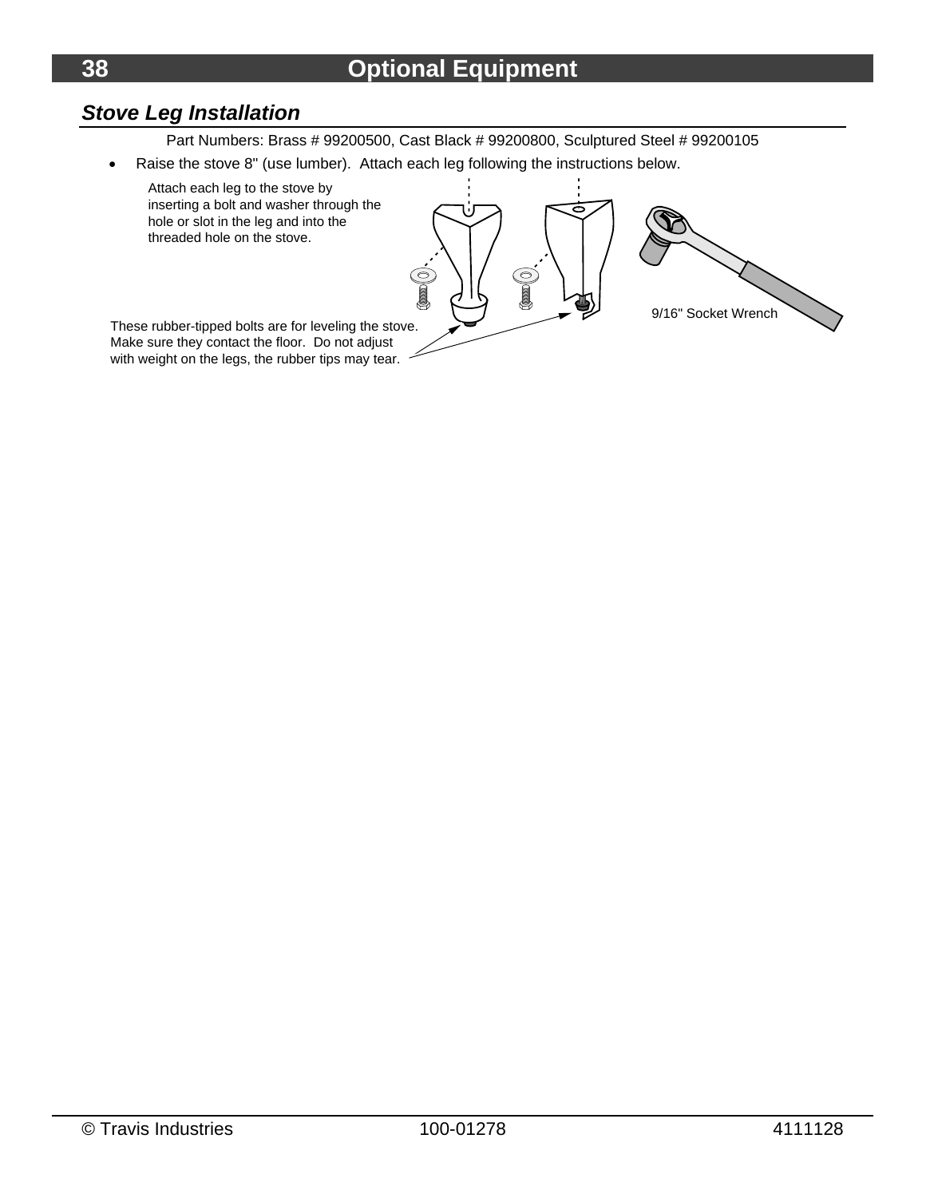## Stove Leg Installation

Part Numbers: Brass # 99200500, Cast Black # 99200800, Sculptured Steel # 99200105

- Raise the stove 8" (use lumber). Attach each leg following the instructions below.

Attach each leg to the stove by inserting a bolt and washer through the hole or slot in the leg and into the threaded hole on the stove.

These rubber-tipped bolts are for leveling the stove. Make sure they contact the floor. Do not adjust with weight on the legs, the rubber tips may tear.

9/16" Socket Wrench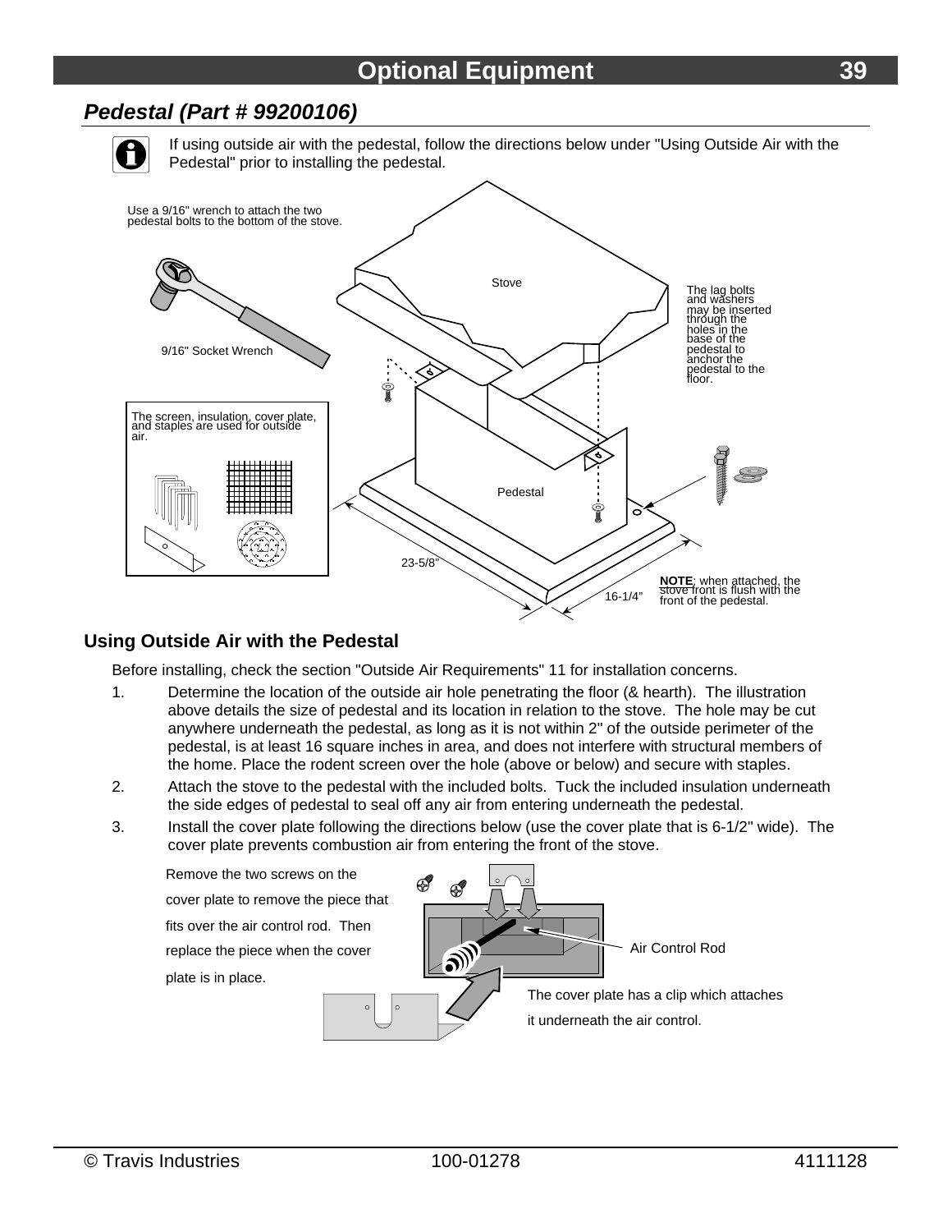## Pedestal (Part # 99200106)

If using outside air with the pedestal, follow the directions below under "Using Outside Air with the Pedestal" prior to installing the pedestal.

Use a 9/16" wrench to attach the two pedestal bolts to the bottom of the stove.

9/16" Socket Wrench

Stove

The lag bolts and washers may be inserted through the holes in the base of the pedestal to anchor the pedestal to the floor.

The screen, insulation, cover plate, and staples are used for outside air.

Pedestal

23-5/8"

16-1/4"

**NOTE**: when attached, the stove front is flush with the front of the pedestal.

### Using Outside Air with the Pedestal

Before installing, check the section "Outside Air Requirements" 11 for installation concerns.

1. Determine the location of the outside air hole penetrating the floor (& hearth). The illustration above details the size of pedestal and its location in relation to the stove. The hole may be cut anywhere underneath the pedestal, as long as it is not within 2" of the outside perimeter of the pedestal, is at least 16 square inches in area, and does not interfere with structural members of the home. Place the rodent screen over the hole (above or below) and secure with staples.
2. Attach the stove to the pedestal with the included bolts. Tuck the included insulation underneath the side edges of pedestal to seal off any air from entering underneath the pedestal.
3. Install the cover plate following the directions below (use the cover plate that is 6-1/2" wide). The cover plate prevents combustion air from entering the front of the stove.

Remove the two screws on the cover plate to remove the piece that fits over the air control rod. Then replace the piece when the cover plate is in place.

Air Control Rod

The cover plate has a clip which attaches it underneath the air control.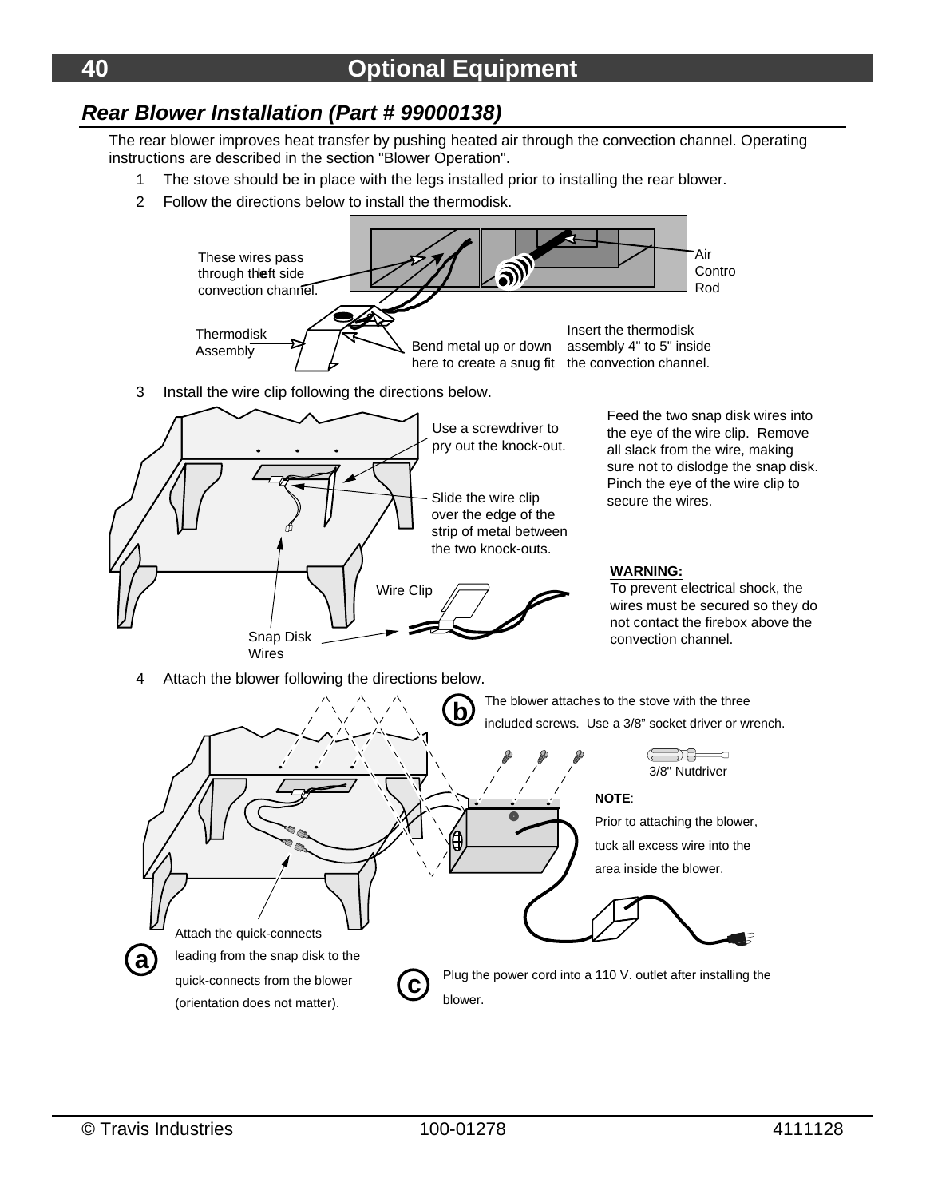## Rear Blower Installation (Part # 99000138)

The rear blower improves heat transfer by pushing heated air through the convection channel. Operating instructions are described in the section "Blower Operation".

1. The stove should be in place with the legs installed prior to installing the rear blower.
2. Follow the directions below to install the thermodisk.

These wires pass through the left side convection channel.

Air Control Rod

Thermodisk Assembly

Bend metal up or down here to create a snug fit

Insert the thermodisk assembly 4" to 5" inside the convection channel.

3. Install the wire clip following the directions below.

Use a screwdriver to pry out the knock-out.

Slide the wire clip over the edge of the strip of metal between the two knock-outs.

Feed the two snap disk wires into the eye of the wire clip. Remove all slack from the wire, making sure not to dislodge the snap disk. Pinch the eye of the wire clip to secure the wires.

Wire Clip

Snap Disk Wires

**WARNING:**
To prevent electrical shock, the wires must be secured so they do not contact the firebox above the convection channel.

4. Attach the blower following the directions below.

**b** The blower attaches to the stove with the three included screws. Use a 3/8" socket driver or wrench.

3/8" Nutdriver

**NOTE**:
Prior to attaching the blower, tuck all excess wire into the area inside the blower.

**a** Attach the quick-connects leading from the snap disk to the quick-connects from the blower (orientation does not matter).

**c** Plug the power cord into a 110 V. outlet after installing the blower.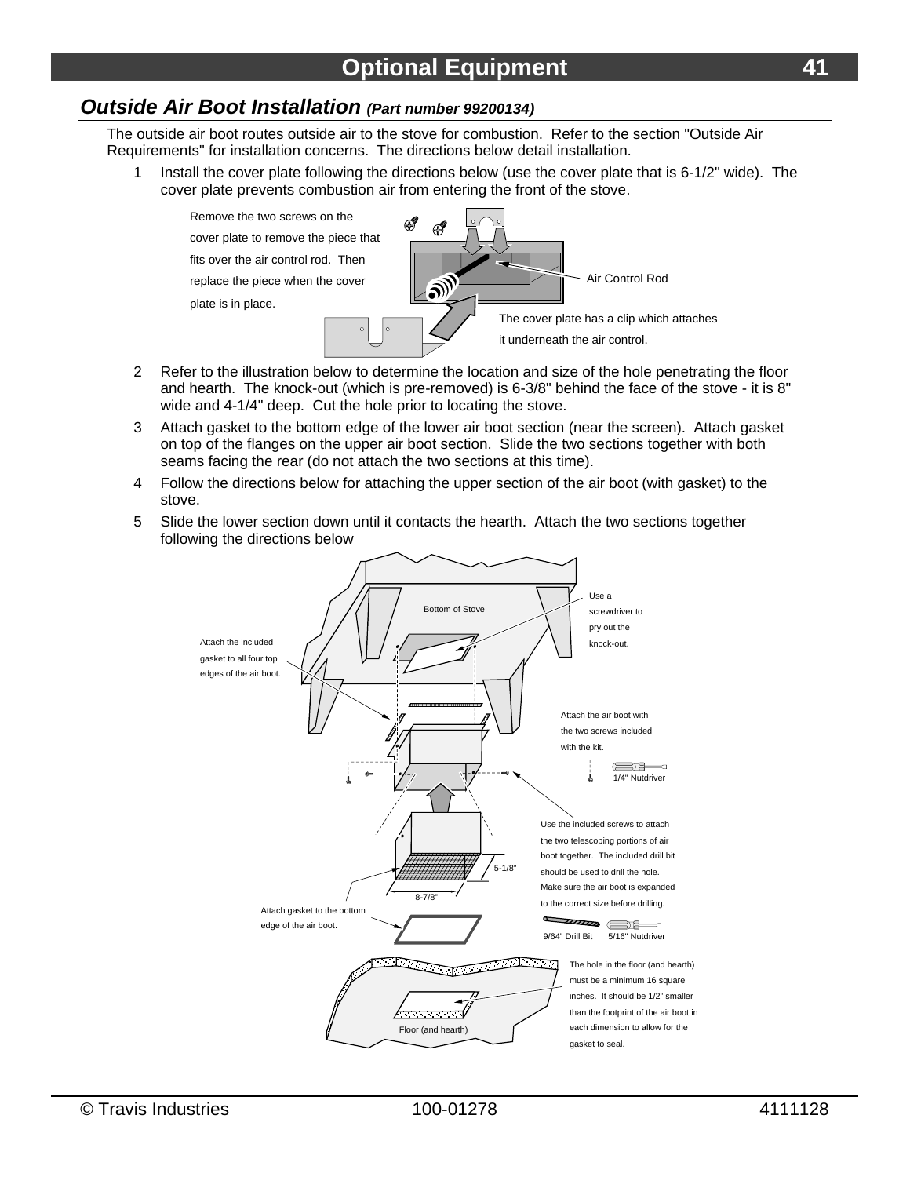## Outside Air Boot Installation *(Part number 99200134)*

The outside air boot routes outside air to the stove for combustion. Refer to the section "Outside Air Requirements" for installation concerns. The directions below detail installation.

1. Install the cover plate following the directions below (use the cover plate that is 6-1/2" wide). The cover plate prevents combustion air from entering the front of the stove.

Remove the two screws on the cover plate to remove the piece that fits over the air control rod. Then replace the piece when the cover plate is in place.

Air Control Rod

The cover plate has a clip which attaches it underneath the air control.

2. Refer to the illustration below to determine the location and size of the hole penetrating the floor and hearth. The knock-out (which is pre-removed) is 6-3/8" behind the face of the stove - it is 8" wide and 4-1/4" deep. Cut the hole prior to locating the stove.
3. Attach gasket to the bottom edge of the lower air boot section (near the screen). Attach gasket on top of the flanges on the upper air boot section. Slide the two sections together with both seams facing the rear (do not attach the two sections at this time).
4. Follow the directions below for attaching the upper section of the air boot (with gasket) to the stove.
5. Slide the lower section down until it contacts the hearth. Attach the two sections together following the directions below

Bottom of Stove

Use a screwdriver to pry out the knock-out.

Attach the included gasket to all four top edges of the air boot.

Attach the air boot with the two screws included with the kit.

1/4" Nutdriver

Use the included screws to attach the two telescoping portions of air boot together. The included drill bit should be used to drill the hole. Make sure the air boot is expanded to the correct size before drilling.

5-1/8"

8-7/8"

Attach gasket to the bottom edge of the air boot.

9/64" Drill Bit

5/16" Nutdriver

Floor (and hearth)

The hole in the floor (and hearth) must be a minimum 16 square inches. It should be 1/2" smaller than the footprint of the air boot in each dimension to allow for the gasket to seal.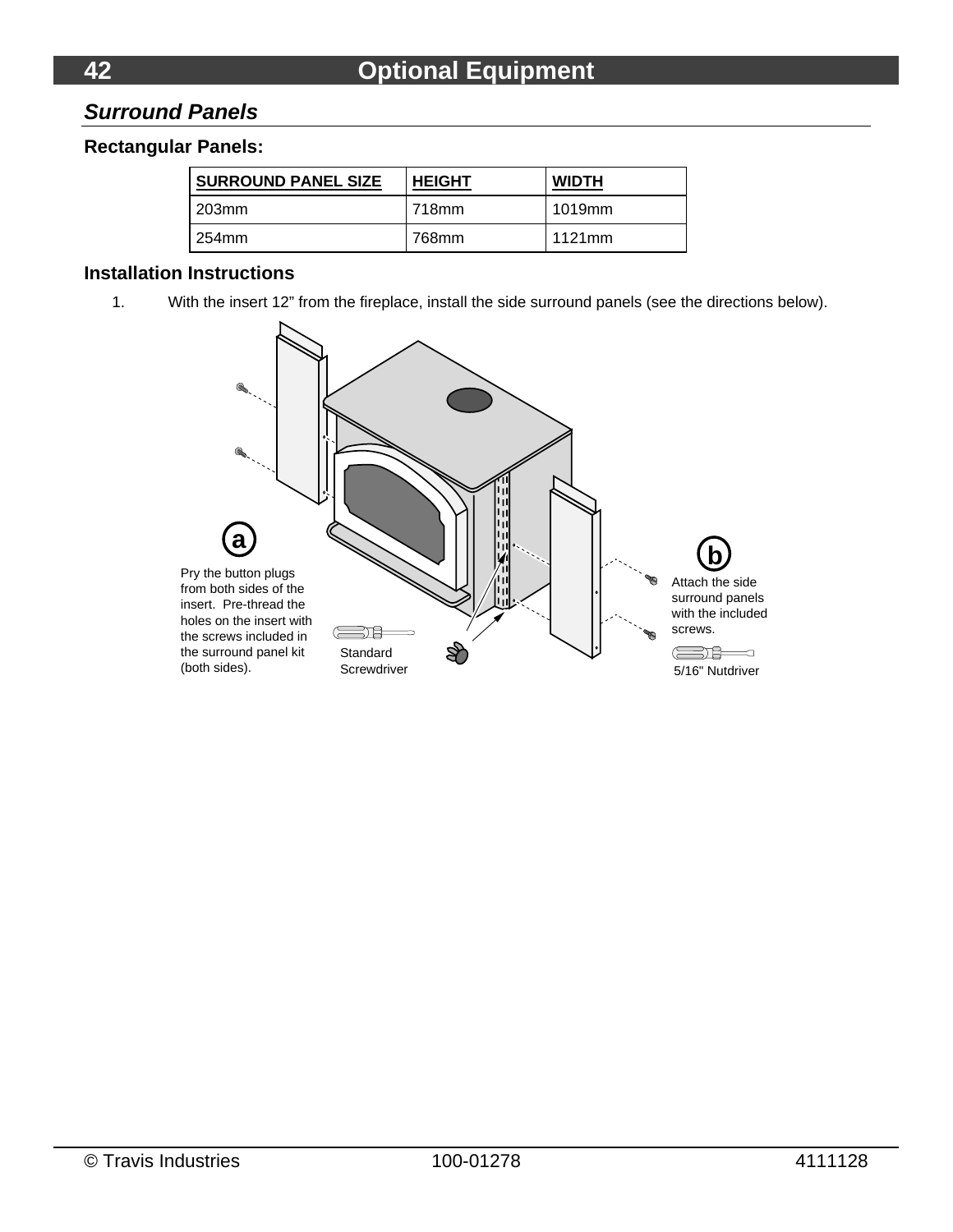# Optional Equipment

## *Surround Panels*

### Rectangular Panels:

| SURROUND PANEL SIZE | HEIGHT | WIDTH |
|---|---|---|
| 203mm | 718mm | 1019mm |
| 254mm | 768mm | 1121mm |

### Installation Instructions

1. With the insert 12" from the fireplace, install the side surround panels (see the directions below).

**a** Pry the button plugs from both sides of the insert. Pre-thread the holes on the insert with the screws included in the surround panel kit (both sides).

Standard Screwdriver

**b** Attach the side surround panels with the included screws.

5/16" Nutdriver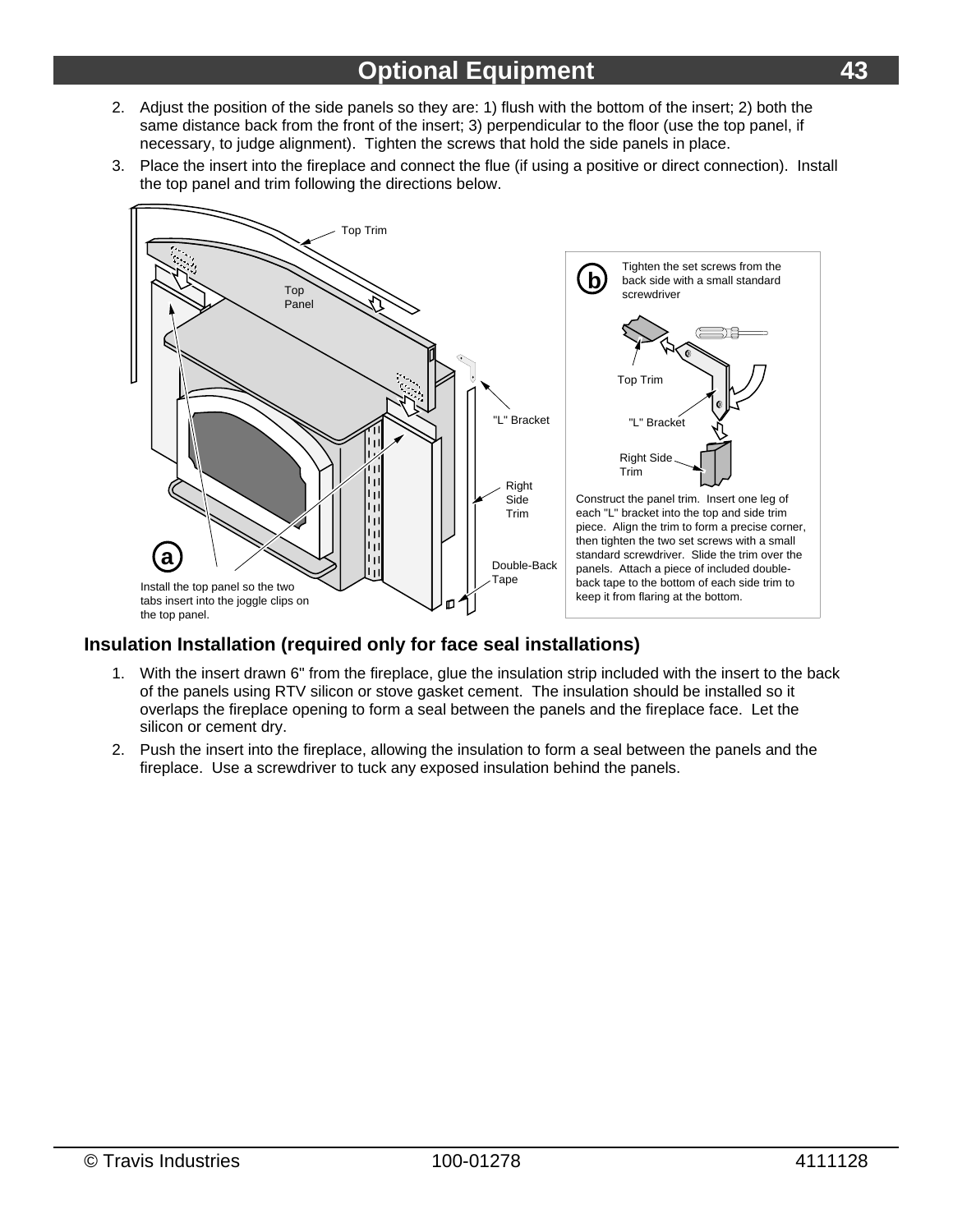## Optional Equipment

2. Adjust the position of the side panels so they are: 1) flush with the bottom of the insert; 2) both the same distance back from the front of the insert; 3) perpendicular to the floor (use the top panel, if necessary, to judge alignment). Tighten the screws that hold the side panels in place.
3. Place the insert into the fireplace and connect the flue (if using a positive or direct connection). Install the top panel and trim following the directions below.

Top Trim

Top Panel

"L" Bracket

Right Side Trim

Double-Back Tape

**a** Install the top panel so the two tabs insert into the joggle clips on the top panel.

**b** Tighten the set screws from the back side with a small standard screwdriver

Top Trim

"L" Bracket

Right Side Trim

Construct the panel trim. Insert one leg of each "L" bracket into the top and side trim piece. Align the trim to form a precise corner, then tighten the two set screws with a small standard screwdriver. Slide the trim over the panels. Attach a piece of included double-back tape to the bottom of each side trim to keep it from flaring at the bottom.

### Insulation Installation (required only for face seal installations)

1. With the insert drawn 6" from the fireplace, glue the insulation strip included with the insert to the back of the panels using RTV silicon or stove gasket cement. The insulation should be installed so it overlaps the fireplace opening to form a seal between the panels and the fireplace face. Let the silicon or cement dry.
2. Push the insert into the fireplace, allowing the insulation to form a seal between the panels and the fireplace. Use a screwdriver to tuck any exposed insulation behind the panels.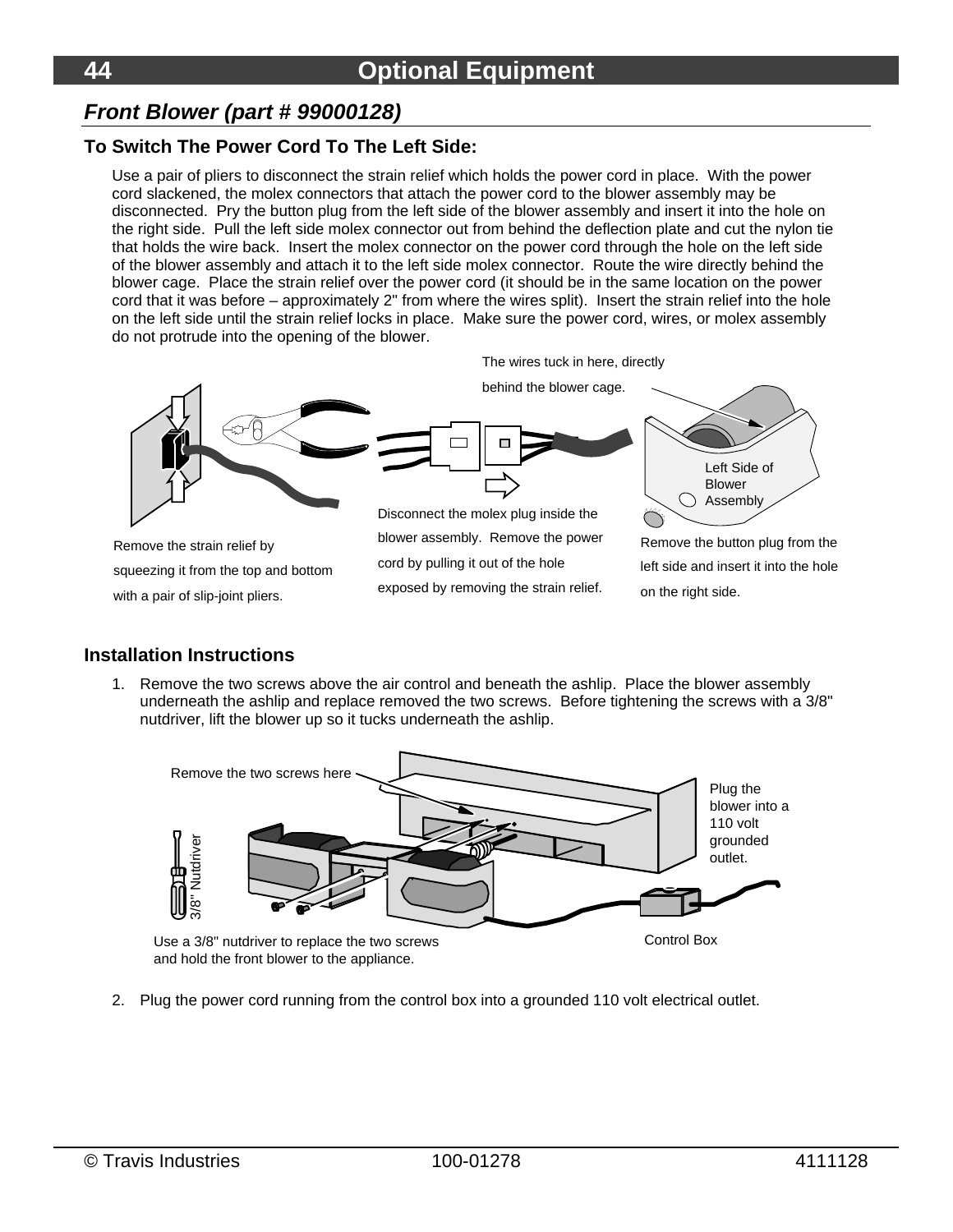## Front Blower (part # 99000128)

### To Switch The Power Cord To The Left Side:

Use a pair of pliers to disconnect the strain relief which holds the power cord in place. With the power cord slackened, the molex connectors that attach the power cord to the blower assembly may be disconnected. Pry the button plug from the left side of the blower assembly and insert it into the hole on the right side. Pull the left side molex connector out from behind the deflection plate and cut the nylon tie that holds the wire back. Insert the molex connector on the power cord through the hole on the left side of the blower assembly and attach it to the left side molex connector. Route the wire directly behind the blower cage. Place the strain relief over the power cord (it should be in the same location on the power cord that it was before – approximately 2" from where the wires split). Insert the strain relief into the hole on the left side until the strain relief locks in place. Make sure the power cord, wires, or molex assembly do not protrude into the opening of the blower.

The wires tuck in here, directly behind the blower cage.

Left Side of Blower Assembly

Remove the strain relief by squeezing it from the top and bottom with a pair of slip-joint pliers.

Disconnect the molex plug inside the blower assembly. Remove the power cord by pulling it out of the hole exposed by removing the strain relief.

Remove the button plug from the left side and insert it into the hole on the right side.

### Installation Instructions

1. Remove the two screws above the air control and beneath the ashlip. Place the blower assembly underneath the ashlip and replace removed the two screws. Before tightening the screws with a 3/8" nutdriver, lift the blower up so it tucks underneath the ashlip.

Remove the two screws here

Plug the blower into a 110 volt grounded outlet.

3/8" Nutdriver

Use a 3/8" nutdriver to replace the two screws and hold the front blower to the appliance.

Control Box

2. Plug the power cord running from the control box into a grounded 110 volt electrical outlet.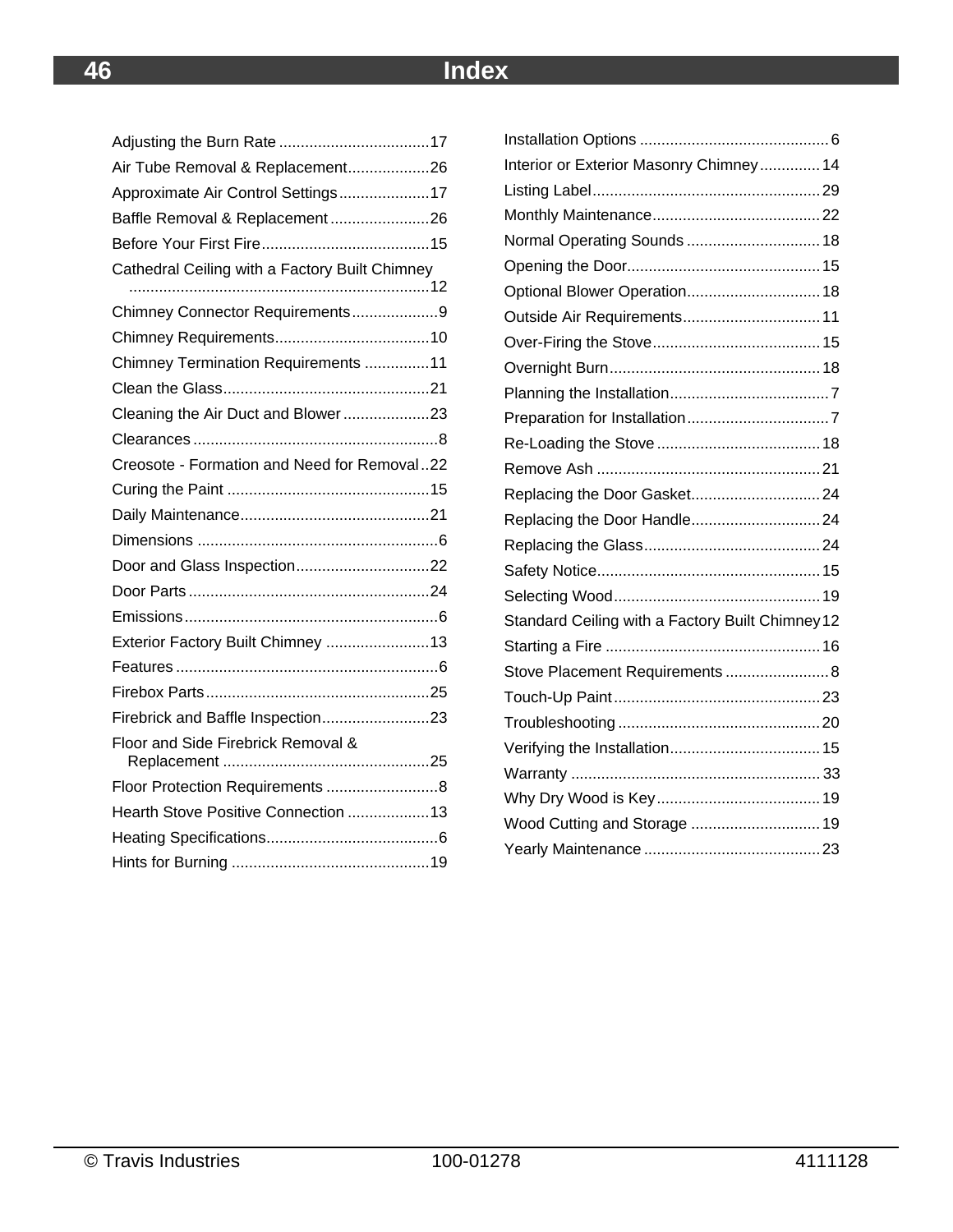# Index

Adjusting the Burn Rate...................................17
Air Tube Removal & Replacement...................26
Approximate Air Control Settings.....................17
Baffle Removal & Replacement.......................26
Before Your First Fire.......................................15
Cathedral Ceiling with a Factory Built Chimney .....................................................................12
Chimney Connector Requirements....................9
Chimney Requirements....................................10
Chimney Termination Requirements ...............11
Clean the Glass................................................21
Cleaning the Air Duct and Blower....................23
Clearances.........................................................8
Creosote - Formation and Need for Removal..22
Curing the Paint ...............................................15
Daily Maintenance............................................21
Dimensions ........................................................6
Door and Glass Inspection...............................22
Door Parts........................................................24
Emissions...........................................................6
Exterior Factory Built Chimney ........................13
Features .............................................................6
Firebox Parts....................................................25
Firebrick and Baffle Inspection.........................23
Floor and Side Firebrick Removal & Replacement ................................................25
Floor Protection Requirements ..........................8
Hearth Stove Positive Connection ...................13
Heating Specifications........................................6
Hints for Burning ..............................................19
Installation Options ............................................6
Interior or Exterior Masonry Chimney..............14
Listing Label.....................................................29
Monthly Maintenance.......................................22
Normal Operating Sounds ...............................18
Opening the Door.............................................15
Optional Blower Operation...............................18
Outside Air Requirements................................11
Over-Firing the Stove.......................................15
Overnight Burn.................................................18
Planning the Installation.....................................7
Preparation for Installation.................................7
Re-Loading the Stove......................................18
Remove Ash ....................................................21
Replacing the Door Gasket..............................24
Replacing the Door Handle..............................24
Replacing the Glass.........................................24
Safety Notice....................................................15
Selecting Wood................................................19
Standard Ceiling with a Factory Built Chimney12
Starting a Fire ..................................................16
Stove Placement Requirements ........................8
Touch-Up Paint................................................23
Troubleshooting...............................................20
Verifying the Installation...................................15
Warranty ..........................................................33
Why Dry Wood is Key......................................19
Wood Cutting and Storage ..............................19
Yearly Maintenance.........................................23